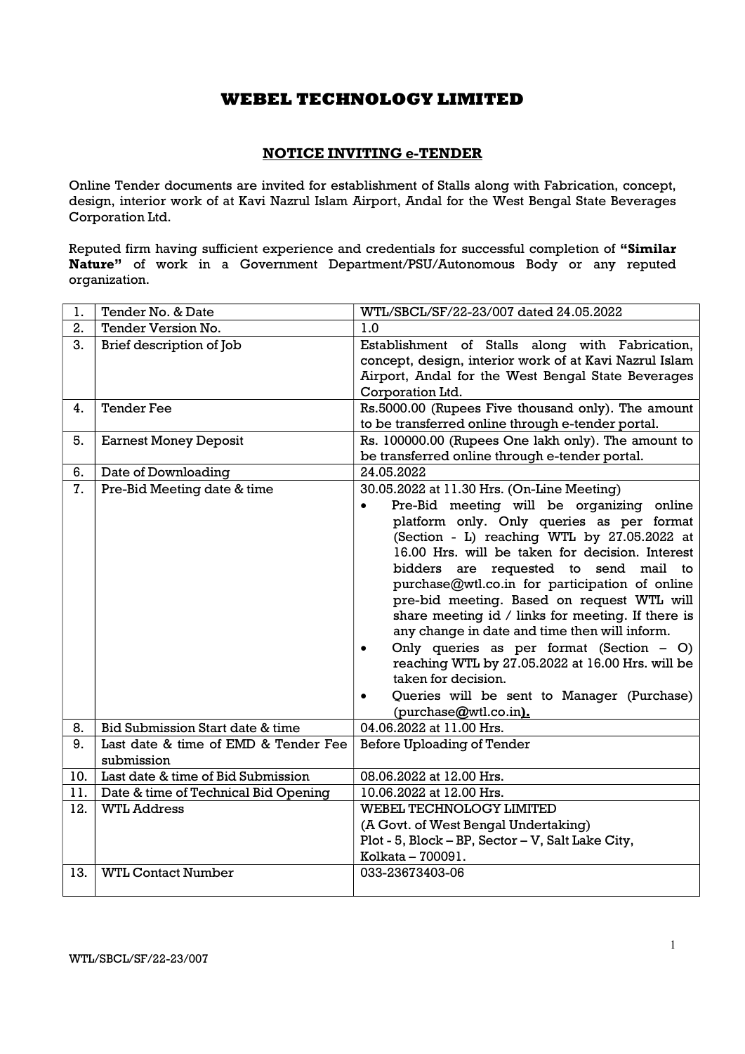# WEBEL TECHNOLOGY LIMITED

## NOTICE INVITING e-TENDER

Online Tender documents are invited for establishment of Stalls along with Fabrication, concept, design, interior work of at Kavi Nazrul Islam Airport, Andal for the West Bengal State Beverages Corporation Ltd.

Reputed firm having sufficient experience and credentials for successful completion of **"Similar Nature"** of work in a Government Department/PSU/Autonomous Body or any reputed organization.

| | | |
|---|---|---|
| 1. | Tender No. & Date | WTL/SBCL/SF/22-23/007 dated 24.05.2022 |
| 2. | Tender Version No. | 1.0 |
| 3. | Brief description of Job | Establishment of Stalls along with Fabrication, concept, design, interior work of at Kavi Nazrul Islam Airport, Andal for the West Bengal State Beverages Corporation Ltd. |
| 4. | Tender Fee | Rs.5000.00 (Rupees Five thousand only). The amount to be transferred online through e-tender portal. |
| 5. | Earnest Money Deposit | Rs. 100000.00 (Rupees One lakh only). The amount to be transferred online through e-tender portal. |
| 6. | Date of Downloading | 24.05.2022 |
| 7. | Pre-Bid Meeting date & time | 30.05.2022 at 11.30 Hrs. (On-Line Meeting)<br>• Pre-Bid meeting will be organizing online platform only. Only queries as per format (Section - L) reaching WTL by 27.05.2022 at 16.00 Hrs. will be taken for decision. Interest bidders are requested to send mail to purchase@wtl.co.in for participation of online pre-bid meeting. Based on request WTL will share meeting id / links for meeting. If there is any change in date and time then will inform.<br>• Only queries as per format (Section – O) reaching WTL by 27.05.2022 at 16.00 Hrs. will be taken for decision.<br>• Queries will be sent to Manager (Purchase) (purchase@wtl.co.in). |
| 8. | Bid Submission Start date & time | 04.06.2022 at 11.00 Hrs. |
| 9. | Last date & time of EMD & Tender Fee submission | Before Uploading of Tender |
| 10. | Last date & time of Bid Submission | 08.06.2022 at 12.00 Hrs. |
| 11. | Date & time of Technical Bid Opening | 10.06.2022 at 12.00 Hrs. |
| 12. | WTL Address | WEBEL TECHNOLOGY LIMITED<br>(A Govt. of West Bengal Undertaking)<br>Plot - 5, Block – BP, Sector – V, Salt Lake City, Kolkata – 700091. |
| 13. | WTL Contact Number | 033-23673403-06 |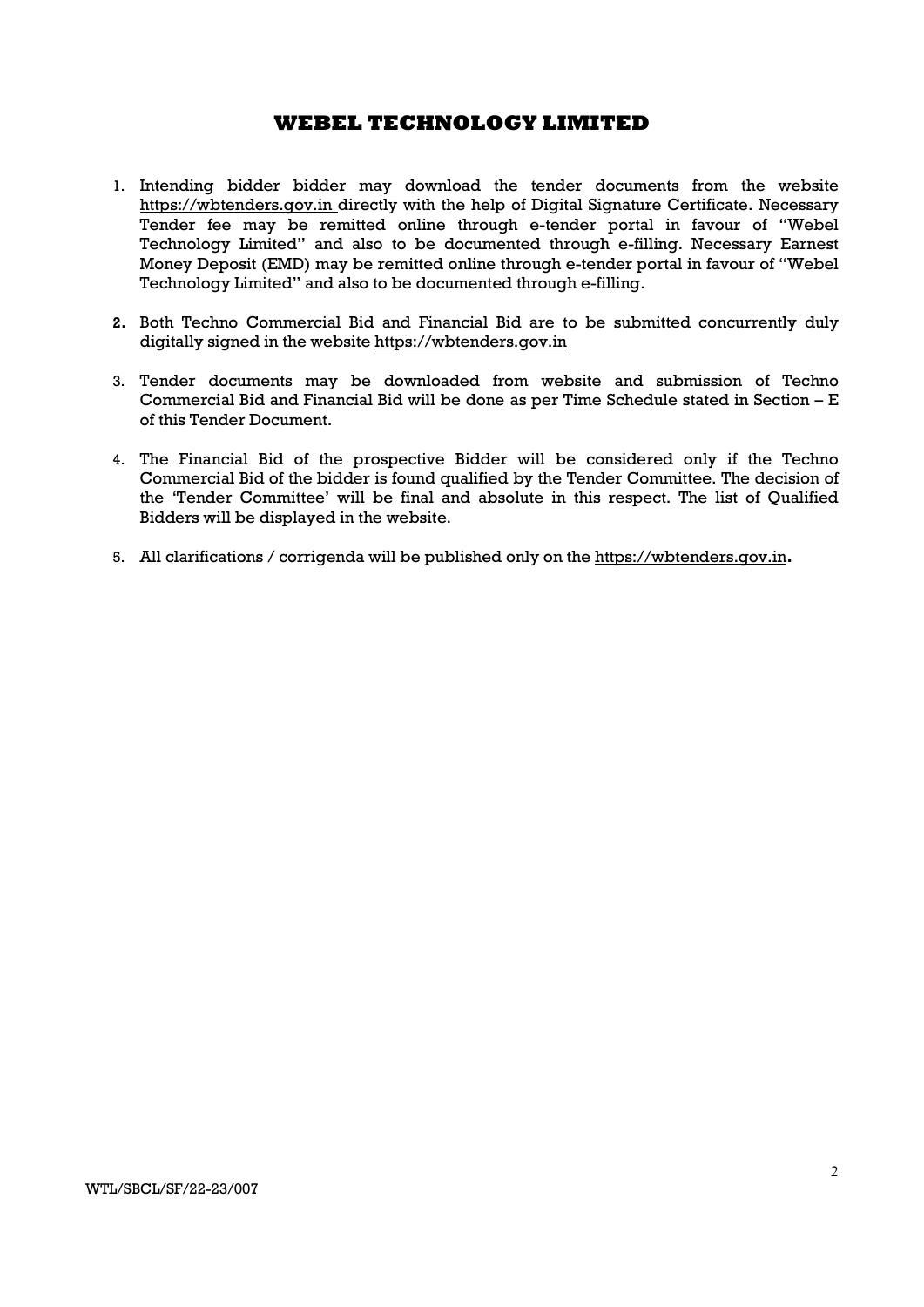# WEBEL TECHNOLOGY LIMITED

1. Intending bidder bidder may download the tender documents from the website https://wbtenders.gov.in directly with the help of Digital Signature Certificate. Necessary Tender fee may be remitted online through e-tender portal in favour of "Webel Technology Limited" and also to be documented through e-filling. Necessary Earnest Money Deposit (EMD) may be remitted online through e-tender portal in favour of "Webel Technology Limited" and also to be documented through e-filling.

2. Both Techno Commercial Bid and Financial Bid are to be submitted concurrently duly digitally signed in the website https://wbtenders.gov.in

3. Tender documents may be downloaded from website and submission of Techno Commercial Bid and Financial Bid will be done as per Time Schedule stated in Section – E of this Tender Document.

4. The Financial Bid of the prospective Bidder will be considered only if the Techno Commercial Bid of the bidder is found qualified by the Tender Committee. The decision of the 'Tender Committee' will be final and absolute in this respect. The list of Qualified Bidders will be displayed in the website.

5. All clarifications / corrigenda will be published only on the https://wbtenders.gov.in**.**

WTL/SBCL/SF/22-23/007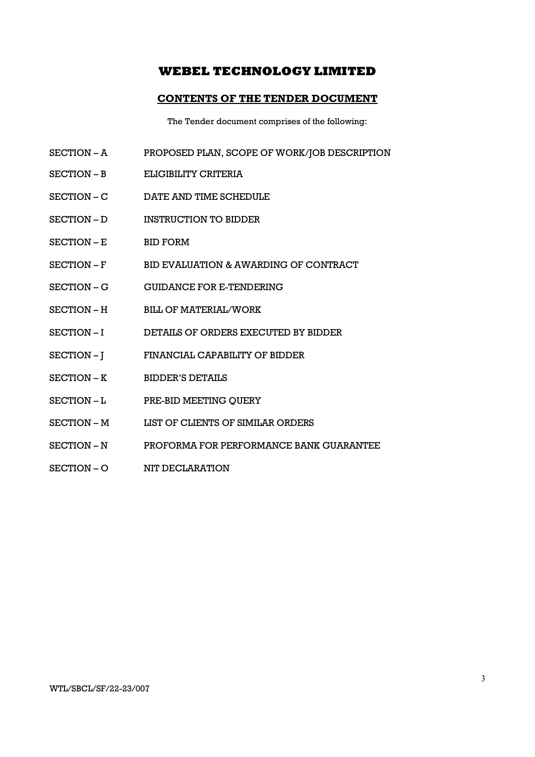# WEBEL TECHNOLOGY LIMITED

## CONTENTS OF THE TENDER DOCUMENT

The Tender document comprises of the following:

| | |
|---|---|
| SECTION – A | PROPOSED PLAN, SCOPE OF WORK/JOB DESCRIPTION |
| SECTION – B | ELIGIBILITY CRITERIA |
| SECTION – C | DATE AND TIME SCHEDULE |
| SECTION – D | INSTRUCTION TO BIDDER |
| SECTION – E | BID FORM |
| SECTION – F | BID EVALUATION & AWARDING OF CONTRACT |
| SECTION – G | GUIDANCE FOR E-TENDERING |
| SECTION – H | BILL OF MATERIAL/WORK |
| SECTION – I | DETAILS OF ORDERS EXECUTED BY BIDDER |
| SECTION – J | FINANCIAL CAPABILITY OF BIDDER |
| SECTION – K | BIDDER'S DETAILS |
| SECTION – L | PRE-BID MEETING QUERY |
| SECTION – M | LIST OF CLIENTS OF SIMILAR ORDERS |
| SECTION – N | PROFORMA FOR PERFORMANCE BANK GUARANTEE |
| SECTION – O | NIT DECLARATION |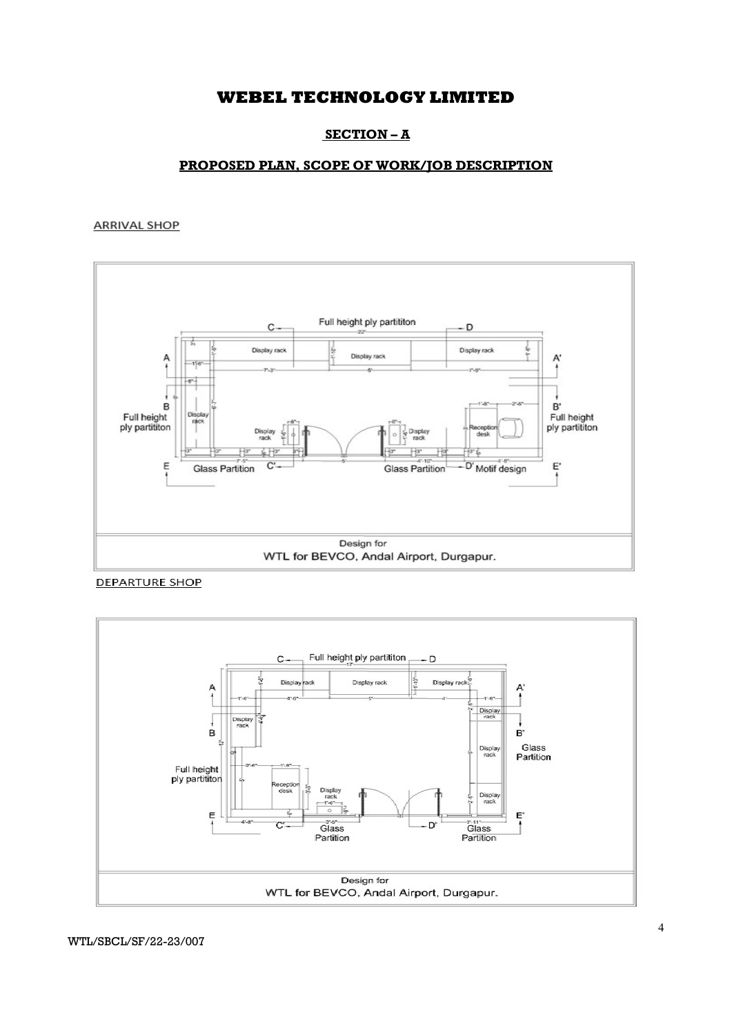# WEBEL TECHNOLOGY LIMITED

## SECTION – A

## PROPOSED PLAN, SCOPE OF WORK/JOB DESCRIPTION

ARRIVAL SHOP

Full height ply partititon

Display rack | Display rack | Display rack

Full height ply partititon | Display rack | Display rack | Display rack | Reception desk | Full height ply partititon

Glass Partition | Glass Partition | Motif design

Design for
WTL for BEVCO, Andal Airport, Durgapur.

DEPARTURE SHOP

Full height ply partititon

Display rack | Display rack | Display rack

Display rack | Display rack | Display rack | Display rack | Glass Partition

Full height ply partititon | Reception desk | Display rack

Glass Partition | Glass Partition

Design for
WTL for BEVCO, Andal Airport, Durgapur.

WTL/SBCL/SF/22-23/007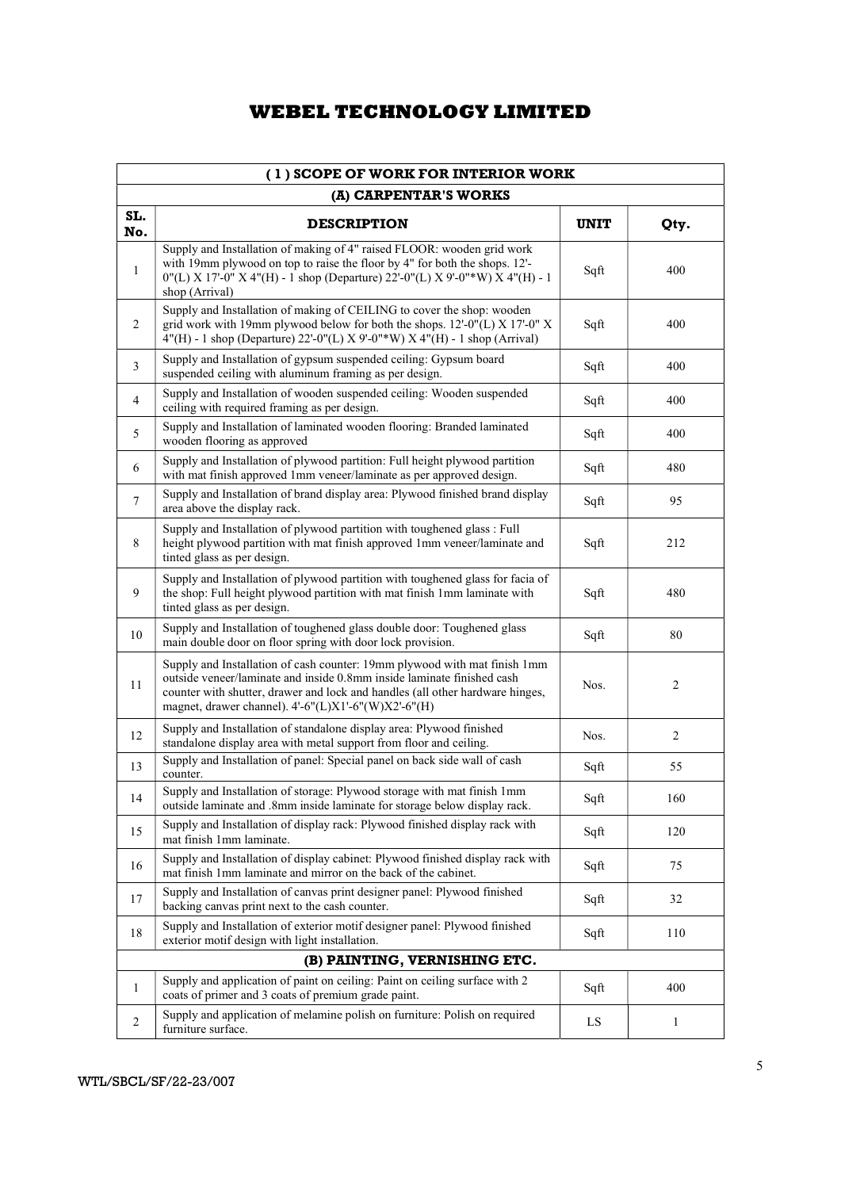# WEBEL TECHNOLOGY LIMITED

| ( 1 ) SCOPE OF WORK FOR INTERIOR WORK | | | |
|---|---|---|---|
| **(A) CARPENTAR'S WORKS** | | | |
| **SL. No.** | **DESCRIPTION** | **UNIT** | **Qty.** |
| 1 | Supply and Installation of making of 4" raised FLOOR: wooden grid work with 19mm plywood on top to raise the floor by 4" for both the shops. 12'-0"(L) X 17'-0" X 4"(H) - 1 shop (Departure) 22'-0"(L) X 9'-0"*W) X 4"(H) - 1 shop (Arrival) | Sqft | 400 |
| 2 | Supply and Installation of making of CEILING to cover the shop: wooden grid work with 19mm plywood below for both the shops. 12'-0"(L) X 17'-0" X 4"(H) - 1 shop (Departure) 22'-0"(L) X 9'-0"*W) X 4"(H) - 1 shop (Arrival) | Sqft | 400 |
| 3 | Supply and Installation of gypsum suspended ceiling: Gypsum board suspended ceiling with aluminum framing as per design. | Sqft | 400 |
| 4 | Supply and Installation of wooden suspended ceiling: Wooden suspended ceiling with required framing as per design. | Sqft | 400 |
| 5 | Supply and Installation of laminated wooden flooring: Branded laminated wooden flooring as approved | Sqft | 400 |
| 6 | Supply and Installation of plywood partition: Full height plywood partition with mat finish approved 1mm veneer/laminate as per approved design. | Sqft | 480 |
| 7 | Supply and Installation of brand display area: Plywood finished brand display area above the display rack. | Sqft | 95 |
| 8 | Supply and Installation of plywood partition with toughened glass : Full height plywood partition with mat finish approved 1mm veneer/laminate and tinted glass as per design. | Sqft | 212 |
| 9 | Supply and Installation of plywood partition with toughened glass for facia of the shop: Full height plywood partition with mat finish 1mm laminate with tinted glass as per design. | Sqft | 480 |
| 10 | Supply and Installation of toughened glass double door: Toughened glass main double door on floor spring with door lock provision. | Sqft | 80 |
| 11 | Supply and Installation of cash counter: 19mm plywood with mat finish 1mm outside veneer/laminate and inside 0.8mm inside laminate finished cash counter with shutter, drawer and lock and handles (all other hardware hinges, magnet, drawer channel). 4'-6"(L)X1'-6"(W)X2'-6"(H) | Nos. | 2 |
| 12 | Supply and Installation of standalone display area: Plywood finished standalone display area with metal support from floor and ceiling. | Nos. | 2 |
| 13 | Supply and Installation of panel: Special panel on back side wall of cash counter. | Sqft | 55 |
| 14 | Supply and Installation of storage: Plywood storage with mat finish 1mm outside laminate and .8mm inside laminate for storage below display rack. | Sqft | 160 |
| 15 | Supply and Installation of display rack: Plywood finished display rack with mat finish 1mm laminate. | Sqft | 120 |
| 16 | Supply and Installation of display cabinet: Plywood finished display rack with mat finish 1mm laminate and mirror on the back of the cabinet. | Sqft | 75 |
| 17 | Supply and Installation of canvas print designer panel: Plywood finished backing canvas print next to the cash counter. | Sqft | 32 |
| 18 | Supply and Installation of exterior motif designer panel: Plywood finished exterior motif design with light installation. | Sqft | 110 |
| **(B) PAINTING, VERNISHING ETC.** | | | |
| 1 | Supply and application of paint on ceiling: Paint on ceiling surface with 2 coats of primer and 3 coats of premium grade paint. | Sqft | 400 |
| 2 | Supply and application of melamine polish on furniture: Polish on required furniture surface. | LS | 1 |

WTL/SBCL/SF/22-23/007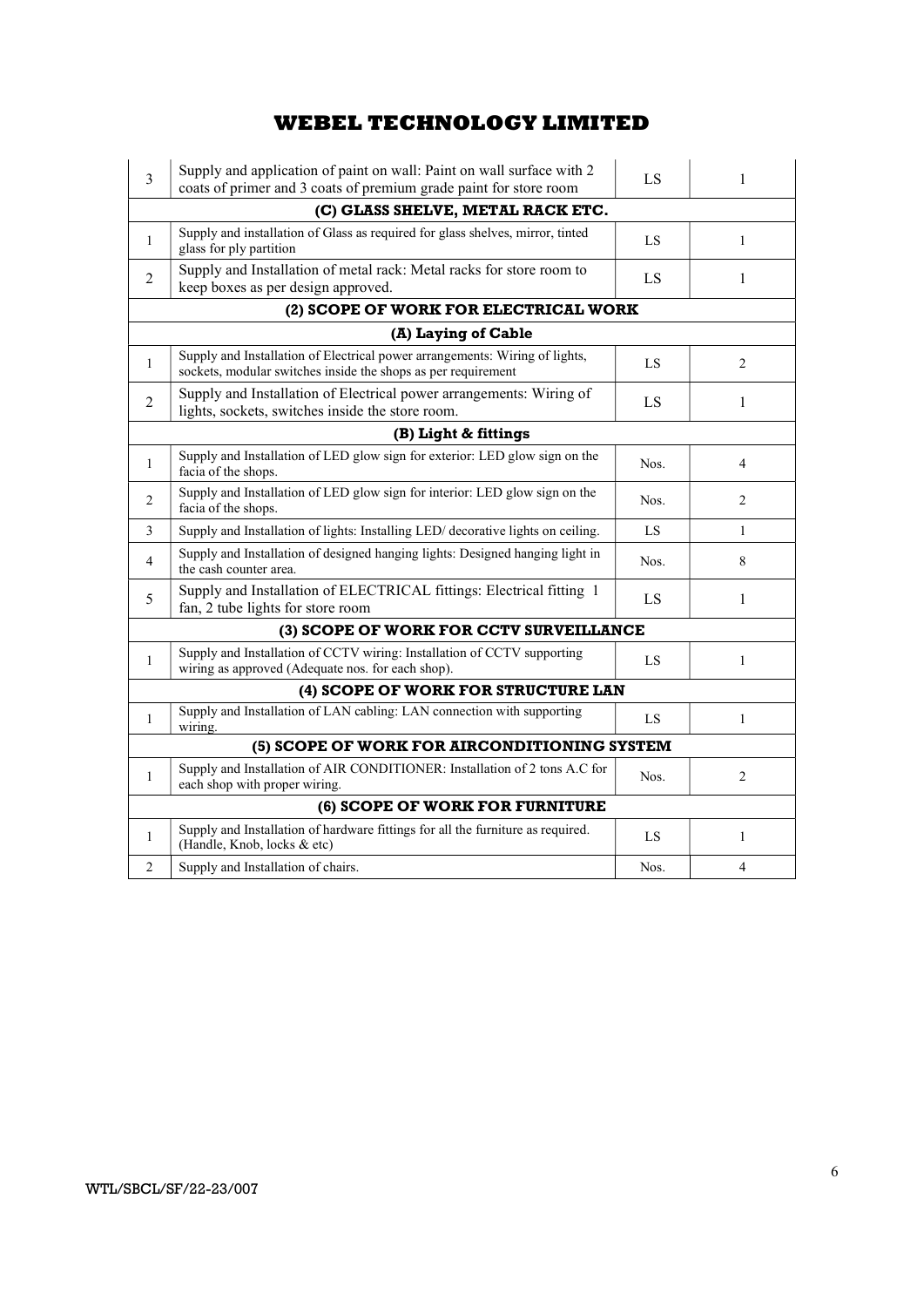# WEBEL TECHNOLOGY LIMITED

| | | | |
|---|---|---|---|
| 3 | Supply and application of paint on wall: Paint on wall surface with 2 coats of primer and 3 coats of premium grade paint for store room | LS | 1 |
| **(C) GLASS SHELVE, METAL RACK ETC.** | | | |
| 1 | Supply and installation of Glass as required for glass shelves, mirror, tinted glass for ply partition | LS | 1 |
| 2 | Supply and Installation of metal rack: Metal racks for store room to keep boxes as per design approved. | LS | 1 |
| **(2) SCOPE OF WORK FOR ELECTRICAL WORK** | | | |
| **(A) Laying of Cable** | | | |
| 1 | Supply and Installation of Electrical power arrangements: Wiring of lights, sockets, modular switches inside the shops as per requirement | LS | 2 |
| 2 | Supply and Installation of Electrical power arrangements: Wiring of lights, sockets, switches inside the store room. | LS | 1 |
| **(B) Light & fittings** | | | |
| 1 | Supply and Installation of LED glow sign for exterior: LED glow sign on the facia of the shops. | Nos. | 4 |
| 2 | Supply and Installation of LED glow sign for interior: LED glow sign on the facia of the shops. | Nos. | 2 |
| 3 | Supply and Installation of lights: Installing LED/ decorative lights on ceiling. | LS | 1 |
| 4 | Supply and Installation of designed hanging lights: Designed hanging light in the cash counter area. | Nos. | 8 |
| 5 | Supply and Installation of ELECTRICAL fittings: Electrical fitting 1 fan, 2 tube lights for store room | LS | 1 |
| **(3) SCOPE OF WORK FOR CCTV SURVEILLANCE** | | | |
| 1 | Supply and Installation of CCTV wiring: Installation of CCTV supporting wiring as approved (Adequate nos. for each shop). | LS | 1 |
| **(4) SCOPE OF WORK FOR STRUCTURE LAN** | | | |
| 1 | Supply and Installation of LAN cabling: LAN connection with supporting wiring. | LS | 1 |
| **(5) SCOPE OF WORK FOR AIRCONDITIONING SYSTEM** | | | |
| 1 | Supply and Installation of AIR CONDITIONER: Installation of 2 tons A.C for each shop with proper wiring. | Nos. | 2 |
| **(6) SCOPE OF WORK FOR FURNITURE** | | | |
| 1 | Supply and Installation of hardware fittings for all the furniture as required. (Handle, Knob, locks & etc) | LS | 1 |
| 2 | Supply and Installation of chairs. | Nos. | 4 |

WTL/SBCL/SF/22-23/007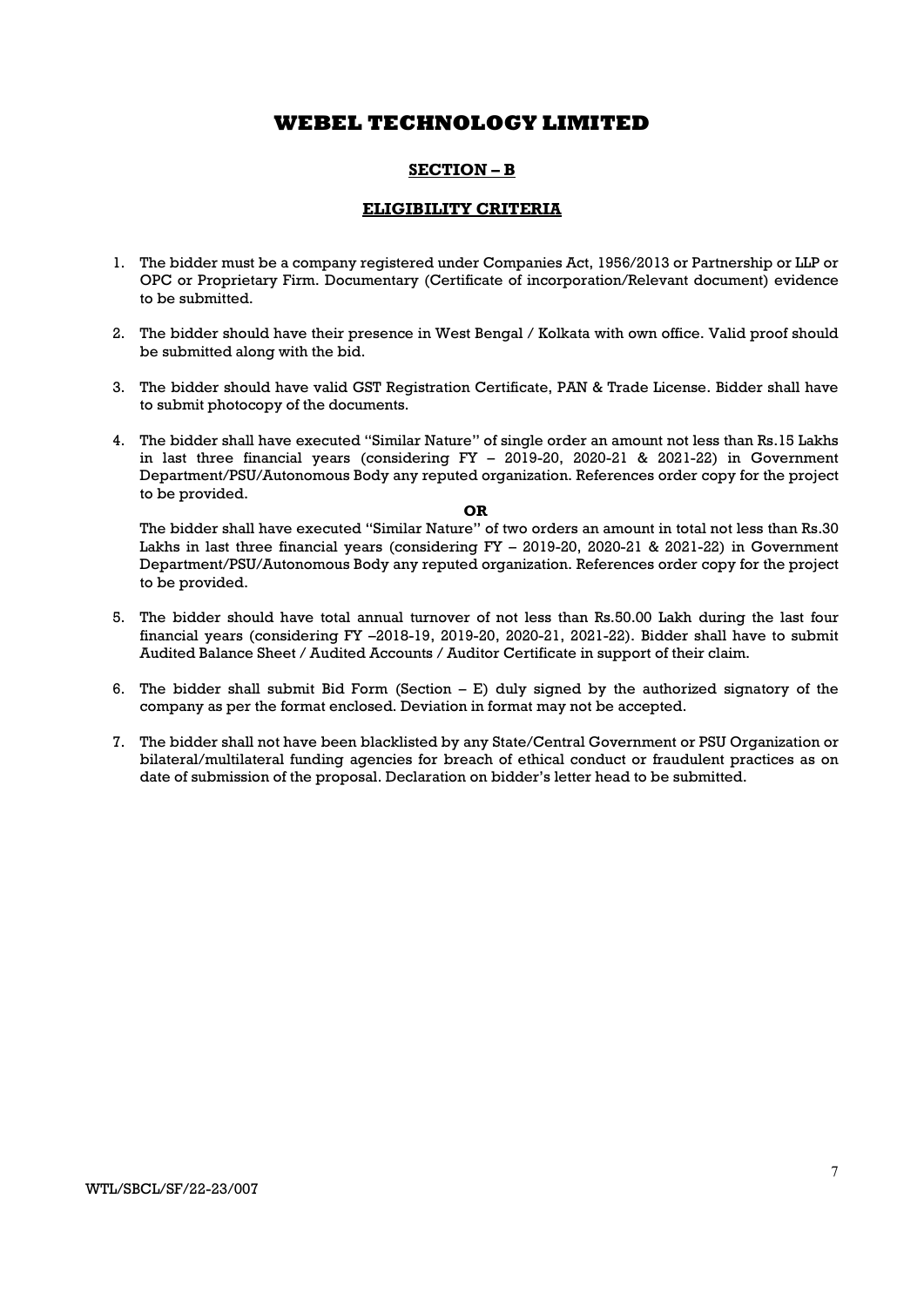# WEBEL TECHNOLOGY LIMITED

## SECTION – B

## ELIGIBILITY CRITERIA

1. The bidder must be a company registered under Companies Act, 1956/2013 or Partnership or LLP or OPC or Proprietary Firm. Documentary (Certificate of incorporation/Relevant document) evidence to be submitted.

2. The bidder should have their presence in West Bengal / Kolkata with own office. Valid proof should be submitted along with the bid.

3. The bidder should have valid GST Registration Certificate, PAN & Trade License. Bidder shall have to submit photocopy of the documents.

4. The bidder shall have executed "Similar Nature" of single order an amount not less than Rs.15 Lakhs in last three financial years (considering FY – 2019-20, 2020-21 & 2021-22) in Government Department/PSU/Autonomous Body any reputed organization. References order copy for the project to be provided.

   **OR**

   The bidder shall have executed "Similar Nature" of two orders an amount in total not less than Rs.30 Lakhs in last three financial years (considering FY – 2019-20, 2020-21 & 2021-22) in Government Department/PSU/Autonomous Body any reputed organization. References order copy for the project to be provided.

5. The bidder should have total annual turnover of not less than Rs.50.00 Lakh during the last four financial years (considering FY –2018-19, 2019-20, 2020-21, 2021-22). Bidder shall have to submit Audited Balance Sheet / Audited Accounts / Auditor Certificate in support of their claim.

6. The bidder shall submit Bid Form (Section – E) duly signed by the authorized signatory of the company as per the format enclosed. Deviation in format may not be accepted.

7. The bidder shall not have been blacklisted by any State/Central Government or PSU Organization or bilateral/multilateral funding agencies for breach of ethical conduct or fraudulent practices as on date of submission of the proposal. Declaration on bidder's letter head to be submitted.

WTL/SBCL/SF/22-23/007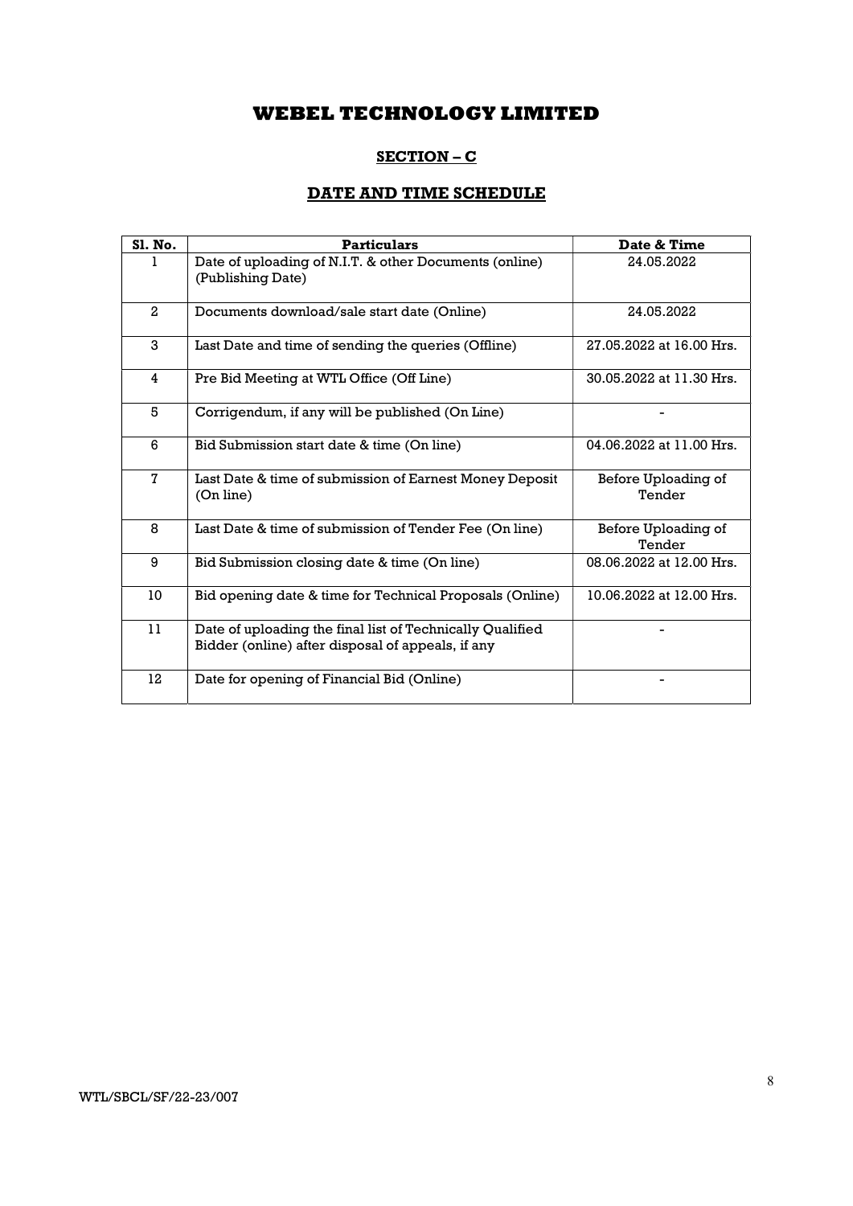# WEBEL TECHNOLOGY LIMITED

## SECTION – C

## DATE AND TIME SCHEDULE

| Sl. No. | Particulars | Date & Time |
|---|---|---|
| 1 | Date of uploading of N.I.T. & other Documents (online) (Publishing Date) | 24.05.2022 |
| 2 | Documents download/sale start date (Online) | 24.05.2022 |
| 3 | Last Date and time of sending the queries (Offline) | 27.05.2022 at 16.00 Hrs. |
| 4 | Pre Bid Meeting at WTL Office (Off Line) | 30.05.2022 at 11.30 Hrs. |
| 5 | Corrigendum, if any will be published (On Line) | - |
| 6 | Bid Submission start date & time (On line) | 04.06.2022 at 11.00 Hrs. |
| 7 | Last Date & time of submission of Earnest Money Deposit (On line) | Before Uploading of Tender |
| 8 | Last Date & time of submission of Tender Fee (On line) | Before Uploading of Tender |
| 9 | Bid Submission closing date & time (On line) | 08.06.2022 at 12.00 Hrs. |
| 10 | Bid opening date & time for Technical Proposals (Online) | 10.06.2022 at 12.00 Hrs. |
| 11 | Date of uploading the final list of Technically Qualified Bidder (online) after disposal of appeals, if any | - |
| 12 | Date for opening of Financial Bid (Online) | - |

WTL/SBCL/SF/22-23/007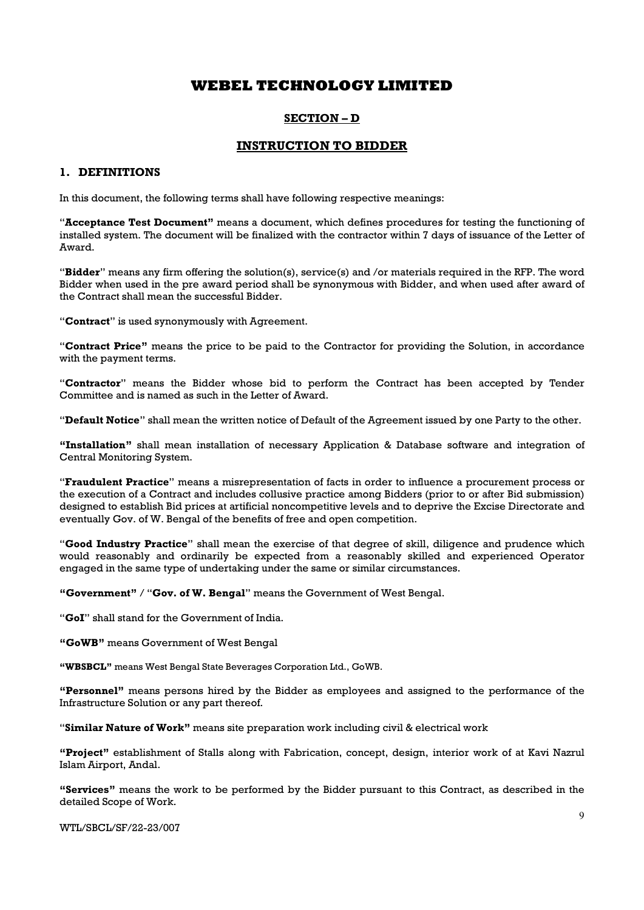# WEBEL TECHNOLOGY LIMITED

## SECTION – D

## INSTRUCTION TO BIDDER

### 1. DEFINITIONS

In this document, the following terms shall have following respective meanings:

"**Acceptance Test Document"** means a document, which defines procedures for testing the functioning of installed system. The document will be finalized with the contractor within 7 days of issuance of the Letter of Award.

"**Bidder**" means any firm offering the solution(s), service(s) and /or materials required in the RFP. The word Bidder when used in the pre award period shall be synonymous with Bidder, and when used after award of the Contract shall mean the successful Bidder.

"**Contract**" is used synonymously with Agreement.

"**Contract Price"** means the price to be paid to the Contractor for providing the Solution, in accordance with the payment terms.

"**Contractor**" means the Bidder whose bid to perform the Contract has been accepted by Tender Committee and is named as such in the Letter of Award.

"**Default Notice**" shall mean the written notice of Default of the Agreement issued by one Party to the other.

**"Installation"** shall mean installation of necessary Application & Database software and integration of Central Monitoring System.

"**Fraudulent Practice**" means a misrepresentation of facts in order to influence a procurement process or the execution of a Contract and includes collusive practice among Bidders (prior to or after Bid submission) designed to establish Bid prices at artificial noncompetitive levels and to deprive the Excise Directorate and eventually Gov. of W. Bengal of the benefits of free and open competition.

"**Good Industry Practice**" shall mean the exercise of that degree of skill, diligence and prudence which would reasonably and ordinarily be expected from a reasonably skilled and experienced Operator engaged in the same type of undertaking under the same or similar circumstances.

**"Government"** / "**Gov. of W. Bengal**" means the Government of West Bengal.

"**GoI**" shall stand for the Government of India.

**"GoWB"** means Government of West Bengal

**"WBSBCL"** means West Bengal State Beverages Corporation Ltd., GoWB.

**"Personnel"** means persons hired by the Bidder as employees and assigned to the performance of the Infrastructure Solution or any part thereof.

"**Similar Nature of Work"** means site preparation work including civil & electrical work

**"Project"** establishment of Stalls along with Fabrication, concept, design, interior work of at Kavi Nazrul Islam Airport, Andal.

**"Services"** means the work to be performed by the Bidder pursuant to this Contract, as described in the detailed Scope of Work.

WTL/SBCL/SF/22-23/007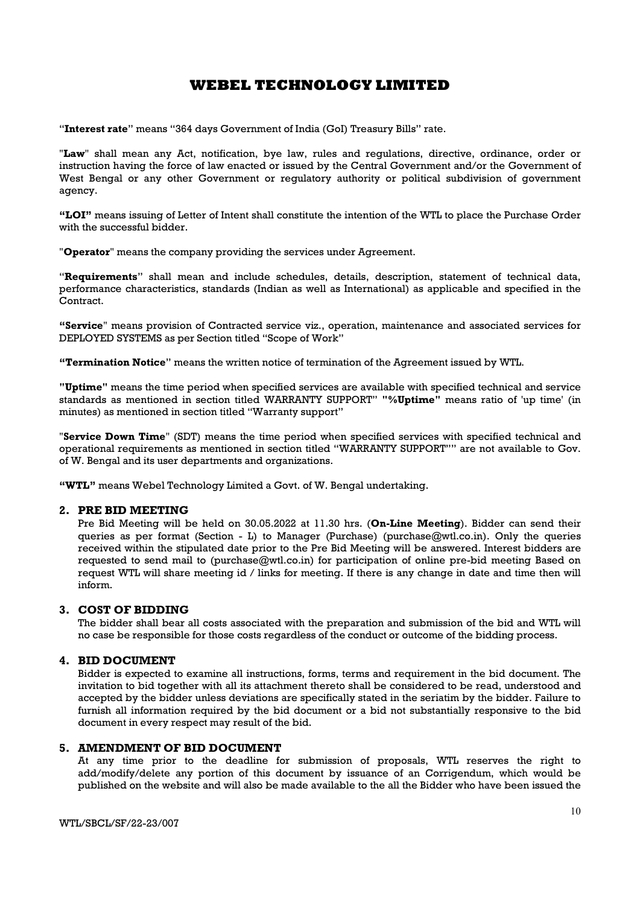"**Interest rate**" means "364 days Government of India (GoI) Treasury Bills" rate.

"**Law**" shall mean any Act, notification, bye law, rules and regulations, directive, ordinance, order or instruction having the force of law enacted or issued by the Central Government and/or the Government of West Bengal or any other Government or regulatory authority or political subdivision of government agency.

**"LOI"** means issuing of Letter of Intent shall constitute the intention of the WTL to place the Purchase Order with the successful bidder.

"**Operator**" means the company providing the services under Agreement.

"**Requirements**" shall mean and include schedules, details, description, statement of technical data, performance characteristics, standards (Indian as well as International) as applicable and specified in the Contract.

**"Service**" means provision of Contracted service viz., operation, maintenance and associated services for DEPLOYED SYSTEMS as per Section titled "Scope of Work"

**"Termination Notice**" means the written notice of termination of the Agreement issued by WTL.

**"Uptime"** means the time period when specified services are available with specified technical and service standards as mentioned in section titled WARRANTY SUPPORT" **"%Uptime"** means ratio of 'up time' (in minutes) as mentioned in section titled "Warranty support"

"**Service Down Time**" (SDT) means the time period when specified services with specified technical and operational requirements as mentioned in section titled "WARRANTY SUPPORT"" are not available to Gov. of W. Bengal and its user departments and organizations.

**"WTL"** means Webel Technology Limited a Govt. of W. Bengal undertaking.

## 2. PRE BID MEETING

Pre Bid Meeting will be held on 30.05.2022 at 11.30 hrs. (**On-Line Meeting**). Bidder can send their queries as per format (Section - L) to Manager (Purchase) (purchase@wtl.co.in). Only the queries received within the stipulated date prior to the Pre Bid Meeting will be answered. Interest bidders are requested to send mail to (purchase@wtl.co.in) for participation of online pre-bid meeting Based on request WTL will share meeting id / links for meeting. If there is any change in date and time then will inform.

## 3. COST OF BIDDING

The bidder shall bear all costs associated with the preparation and submission of the bid and WTL will no case be responsible for those costs regardless of the conduct or outcome of the bidding process.

## 4. BID DOCUMENT

Bidder is expected to examine all instructions, forms, terms and requirement in the bid document. The invitation to bid together with all its attachment thereto shall be considered to be read, understood and accepted by the bidder unless deviations are specifically stated in the seriatim by the bidder. Failure to furnish all information required by the bid document or a bid not substantially responsive to the bid document in every respect may result of the bid.

## 5. AMENDMENT OF BID DOCUMENT

At any time prior to the deadline for submission of proposals, WTL reserves the right to add/modify/delete any portion of this document by issuance of an Corrigendum, which would be published on the website and will also be made available to the all the Bidder who have been issued the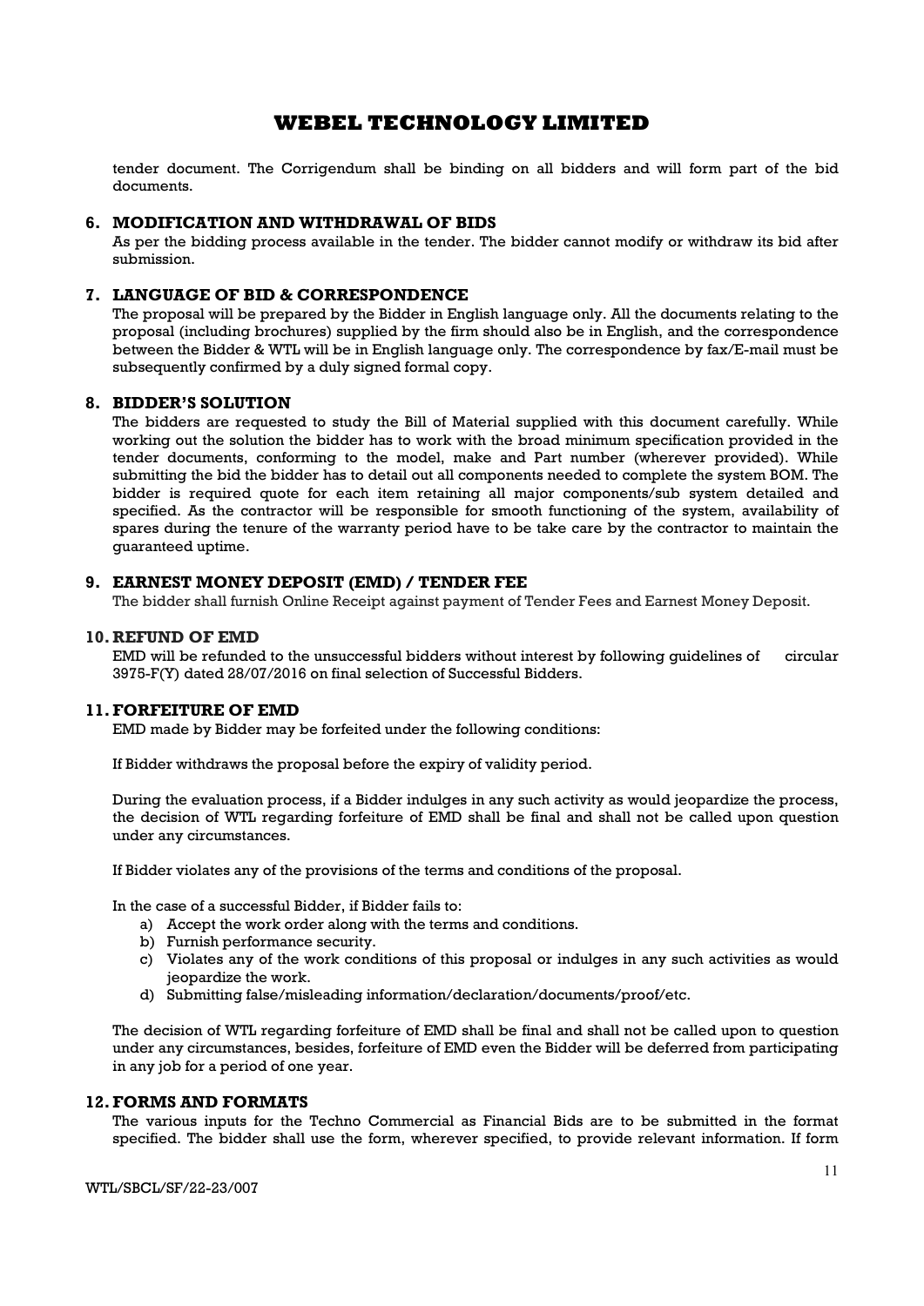tender document. The Corrigendum shall be binding on all bidders and will form part of the bid documents.

## 6. MODIFICATION AND WITHDRAWAL OF BIDS

As per the bidding process available in the tender. The bidder cannot modify or withdraw its bid after submission.

## 7. LANGUAGE OF BID & CORRESPONDENCE

The proposal will be prepared by the Bidder in English language only. All the documents relating to the proposal (including brochures) supplied by the firm should also be in English, and the correspondence between the Bidder & WTL will be in English language only. The correspondence by fax/E-mail must be subsequently confirmed by a duly signed formal copy.

## 8. BIDDER'S SOLUTION

The bidders are requested to study the Bill of Material supplied with this document carefully. While working out the solution the bidder has to work with the broad minimum specification provided in the tender documents, conforming to the model, make and Part number (wherever provided). While submitting the bid the bidder has to detail out all components needed to complete the system BOM. The bidder is required quote for each item retaining all major components/sub system detailed and specified. As the contractor will be responsible for smooth functioning of the system, availability of spares during the tenure of the warranty period have to be take care by the contractor to maintain the guaranteed uptime.

## 9. EARNEST MONEY DEPOSIT (EMD) / TENDER FEE

The bidder shall furnish Online Receipt against payment of Tender Fees and Earnest Money Deposit.

## 10. REFUND OF EMD

EMD will be refunded to the unsuccessful bidders without interest by following guidelines of circular 3975-F(Y) dated 28/07/2016 on final selection of Successful Bidders.

## 11. FORFEITURE OF EMD

EMD made by Bidder may be forfeited under the following conditions:

If Bidder withdraws the proposal before the expiry of validity period.

During the evaluation process, if a Bidder indulges in any such activity as would jeopardize the process, the decision of WTL regarding forfeiture of EMD shall be final and shall not be called upon question under any circumstances.

If Bidder violates any of the provisions of the terms and conditions of the proposal.

In the case of a successful Bidder, if Bidder fails to:

a) Accept the work order along with the terms and conditions.
b) Furnish performance security.
c) Violates any of the work conditions of this proposal or indulges in any such activities as would jeopardize the work.
d) Submitting false/misleading information/declaration/documents/proof/etc.

The decision of WTL regarding forfeiture of EMD shall be final and shall not be called upon to question under any circumstances, besides, forfeiture of EMD even the Bidder will be deferred from participating in any job for a period of one year.

## 12. FORMS AND FORMATS

The various inputs for the Techno Commercial as Financial Bids are to be submitted in the format specified. The bidder shall use the form, wherever specified, to provide relevant information. If form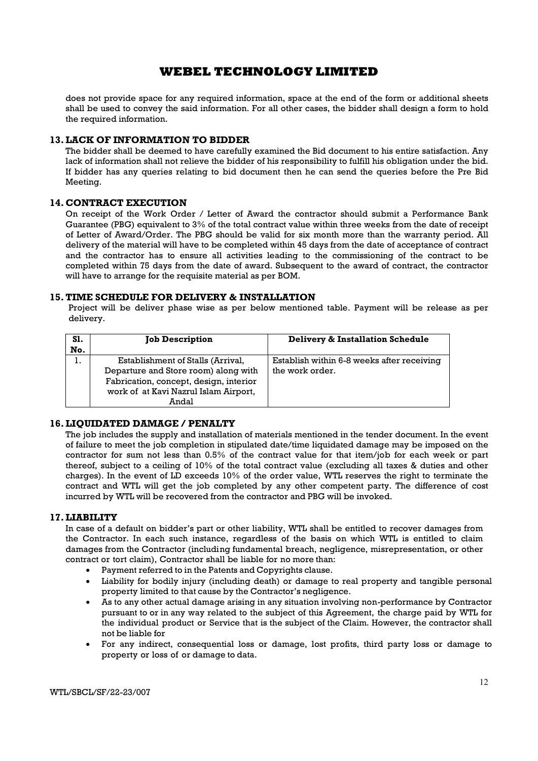does not provide space for any required information, space at the end of the form or additional sheets shall be used to convey the said information. For all other cases, the bidder shall design a form to hold the required information.

## 13. LACK OF INFORMATION TO BIDDER

The bidder shall be deemed to have carefully examined the Bid document to his entire satisfaction. Any lack of information shall not relieve the bidder of his responsibility to fulfill his obligation under the bid. If bidder has any queries relating to bid document then he can send the queries before the Pre Bid Meeting.

## 14. CONTRACT EXECUTION

On receipt of the Work Order / Letter of Award the contractor should submit a Performance Bank Guarantee (PBG) equivalent to 3% of the total contract value within three weeks from the date of receipt of Letter of Award/Order. The PBG should be valid for six month more than the warranty period. All delivery of the material will have to be completed within 45 days from the date of acceptance of contract and the contractor has to ensure all activities leading to the commissioning of the contract to be completed within 75 days from the date of award. Subsequent to the award of contract, the contractor will have to arrange for the requisite material as per BOM.

## 15. TIME SCHEDULE FOR DELIVERY & INSTALLATION

Project will be deliver phase wise as per below mentioned table. Payment will be release as per delivery.

| Sl. No. | Job Description | Delivery & Installation Schedule |
|---|---|---|
| 1. | Establishment of Stalls (Arrival, Departure and Store room) along with Fabrication, concept, design, interior work of at Kavi Nazrul Islam Airport, Andal | Establish within 6-8 weeks after receiving the work order. |

## 16. LIQUIDATED DAMAGE / PENALTY

The job includes the supply and installation of materials mentioned in the tender document. In the event of failure to meet the job completion in stipulated date/time liquidated damage may be imposed on the contractor for sum not less than 0.5% of the contract value for that item/job for each week or part thereof, subject to a ceiling of 10% of the total contract value (excluding all taxes & duties and other charges). In the event of LD exceeds 10% of the order value, WTL reserves the right to terminate the contract and WTL will get the job completed by any other competent party. The difference of cost incurred by WTL will be recovered from the contractor and PBG will be invoked.

## 17. LIABILITY

In case of a default on bidder's part or other liability, WTL shall be entitled to recover damages from the Contractor. In each such instance, regardless of the basis on which WTL is entitled to claim damages from the Contractor (including fundamental breach, negligence, misrepresentation, or other contract or tort claim), Contractor shall be liable for no more than:

- Payment referred to in the Patents and Copyrights clause.
- Liability for bodily injury (including death) or damage to real property and tangible personal property limited to that cause by the Contractor's negligence.
- As to any other actual damage arising in any situation involving non-performance by Contractor pursuant to or in any way related to the subject of this Agreement, the charge paid by WTL for the individual product or Service that is the subject of the Claim. However, the contractor shall not be liable for
- For any indirect, consequential loss or damage, lost profits, third party loss or damage to property or loss of or damage to data.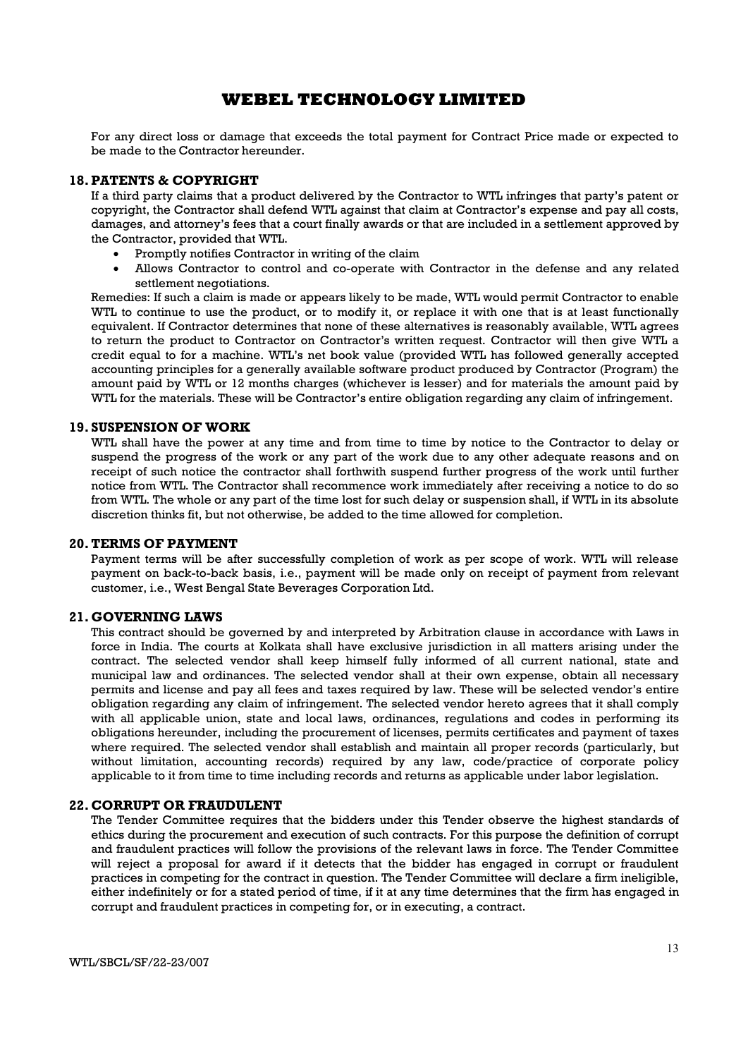For any direct loss or damage that exceeds the total payment for Contract Price made or expected to be made to the Contractor hereunder.

## 18. PATENTS & COPYRIGHT

If a third party claims that a product delivered by the Contractor to WTL infringes that party's patent or copyright, the Contractor shall defend WTL against that claim at Contractor's expense and pay all costs, damages, and attorney's fees that a court finally awards or that are included in a settlement approved by the Contractor, provided that WTL.

- Promptly notifies Contractor in writing of the claim
- Allows Contractor to control and co-operate with Contractor in the defense and any related settlement negotiations.

Remedies: If such a claim is made or appears likely to be made, WTL would permit Contractor to enable WTL to continue to use the product, or to modify it, or replace it with one that is at least functionally equivalent. If Contractor determines that none of these alternatives is reasonably available, WTL agrees to return the product to Contractor on Contractor's written request. Contractor will then give WTL a credit equal to for a machine. WTL's net book value (provided WTL has followed generally accepted accounting principles for a generally available software product produced by Contractor (Program) the amount paid by WTL or 12 months charges (whichever is lesser) and for materials the amount paid by WTL for the materials. These will be Contractor's entire obligation regarding any claim of infringement.

## 19. SUSPENSION OF WORK

WTL shall have the power at any time and from time to time by notice to the Contractor to delay or suspend the progress of the work or any part of the work due to any other adequate reasons and on receipt of such notice the contractor shall forthwith suspend further progress of the work until further notice from WTL. The Contractor shall recommence work immediately after receiving a notice to do so from WTL. The whole or any part of the time lost for such delay or suspension shall, if WTL in its absolute discretion thinks fit, but not otherwise, be added to the time allowed for completion.

## 20. TERMS OF PAYMENT

Payment terms will be after successfully completion of work as per scope of work. WTL will release payment on back-to-back basis, i.e., payment will be made only on receipt of payment from relevant customer, i.e., West Bengal State Beverages Corporation Ltd.

## 21. GOVERNING LAWS

This contract should be governed by and interpreted by Arbitration clause in accordance with Laws in force in India. The courts at Kolkata shall have exclusive jurisdiction in all matters arising under the contract. The selected vendor shall keep himself fully informed of all current national, state and municipal law and ordinances. The selected vendor shall at their own expense, obtain all necessary permits and license and pay all fees and taxes required by law. These will be selected vendor's entire obligation regarding any claim of infringement. The selected vendor hereto agrees that it shall comply with all applicable union, state and local laws, ordinances, regulations and codes in performing its obligations hereunder, including the procurement of licenses, permits certificates and payment of taxes where required. The selected vendor shall establish and maintain all proper records (particularly, but without limitation, accounting records) required by any law, code/practice of corporate policy applicable to it from time to time including records and returns as applicable under labor legislation.

## 22. CORRUPT OR FRAUDULENT

The Tender Committee requires that the bidders under this Tender observe the highest standards of ethics during the procurement and execution of such contracts. For this purpose the definition of corrupt and fraudulent practices will follow the provisions of the relevant laws in force. The Tender Committee will reject a proposal for award if it detects that the bidder has engaged in corrupt or fraudulent practices in competing for the contract in question. The Tender Committee will declare a firm ineligible, either indefinitely or for a stated period of time, if it at any time determines that the firm has engaged in corrupt and fraudulent practices in competing for, or in executing, a contract.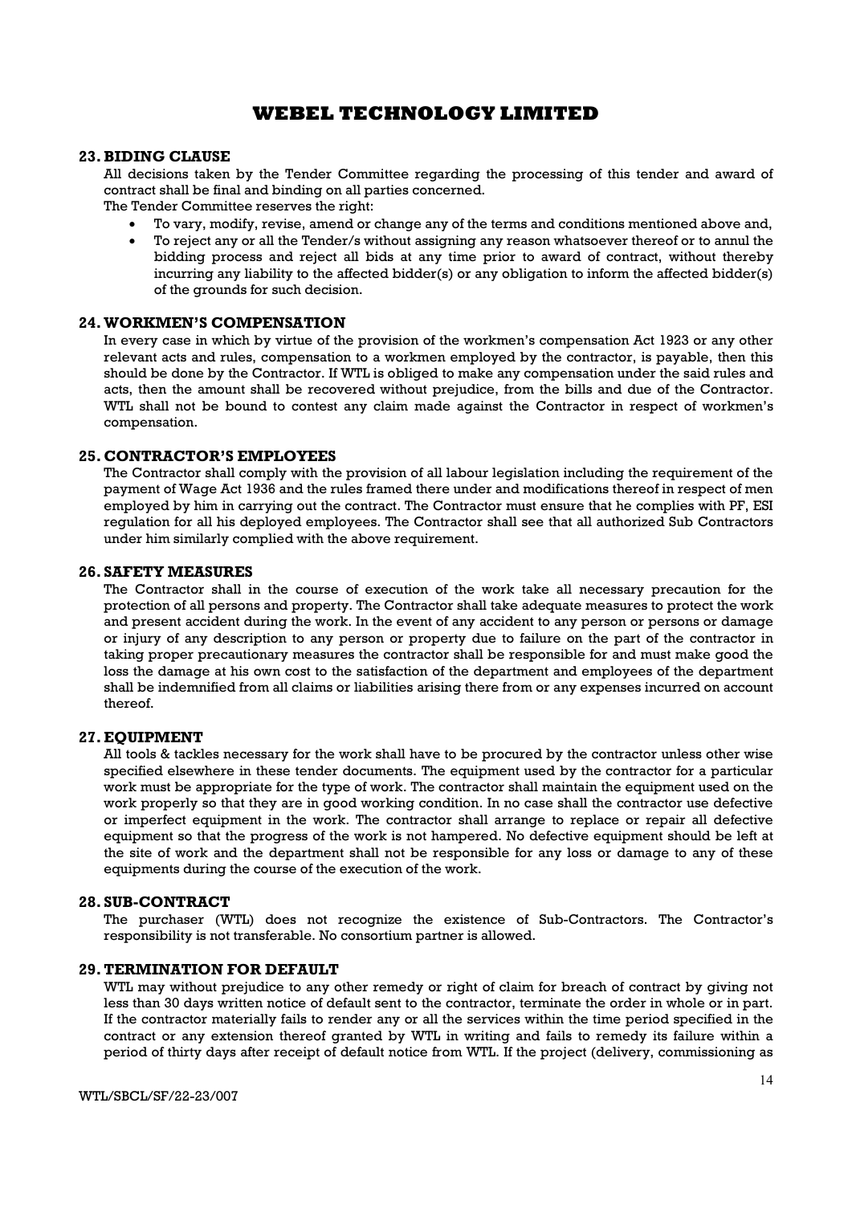## 23. BIDING CLAUSE

All decisions taken by the Tender Committee regarding the processing of this tender and award of contract shall be final and binding on all parties concerned.

The Tender Committee reserves the right:

- To vary, modify, revise, amend or change any of the terms and conditions mentioned above and,
- To reject any or all the Tender/s without assigning any reason whatsoever thereof or to annul the bidding process and reject all bids at any time prior to award of contract, without thereby incurring any liability to the affected bidder(s) or any obligation to inform the affected bidder(s) of the grounds for such decision.

## 24. WORKMEN'S COMPENSATION

In every case in which by virtue of the provision of the workmen's compensation Act 1923 or any other relevant acts and rules, compensation to a workmen employed by the contractor, is payable, then this should be done by the Contractor. If WTL is obliged to make any compensation under the said rules and acts, then the amount shall be recovered without prejudice, from the bills and due of the Contractor. WTL shall not be bound to contest any claim made against the Contractor in respect of workmen's compensation.

## 25. CONTRACTOR'S EMPLOYEES

The Contractor shall comply with the provision of all labour legislation including the requirement of the payment of Wage Act 1936 and the rules framed there under and modifications thereof in respect of men employed by him in carrying out the contract. The Contractor must ensure that he complies with PF, ESI regulation for all his deployed employees. The Contractor shall see that all authorized Sub Contractors under him similarly complied with the above requirement.

## 26. SAFETY MEASURES

The Contractor shall in the course of execution of the work take all necessary precaution for the protection of all persons and property. The Contractor shall take adequate measures to protect the work and present accident during the work. In the event of any accident to any person or persons or damage or injury of any description to any person or property due to failure on the part of the contractor in taking proper precautionary measures the contractor shall be responsible for and must make good the loss the damage at his own cost to the satisfaction of the department and employees of the department shall be indemnified from all claims or liabilities arising there from or any expenses incurred on account thereof.

## 27. EQUIPMENT

All tools & tackles necessary for the work shall have to be procured by the contractor unless other wise specified elsewhere in these tender documents. The equipment used by the contractor for a particular work must be appropriate for the type of work. The contractor shall maintain the equipment used on the work properly so that they are in good working condition. In no case shall the contractor use defective or imperfect equipment in the work. The contractor shall arrange to replace or repair all defective equipment so that the progress of the work is not hampered. No defective equipment should be left at the site of work and the department shall not be responsible for any loss or damage to any of these equipments during the course of the execution of the work.

## 28. SUB-CONTRACT

The purchaser (WTL) does not recognize the existence of Sub-Contractors. The Contractor's responsibility is not transferable. No consortium partner is allowed.

## 29. TERMINATION FOR DEFAULT

WTL may without prejudice to any other remedy or right of claim for breach of contract by giving not less than 30 days written notice of default sent to the contractor, terminate the order in whole or in part. If the contractor materially fails to render any or all the services within the time period specified in the contract or any extension thereof granted by WTL in writing and fails to remedy its failure within a period of thirty days after receipt of default notice from WTL. If the project (delivery, commissioning as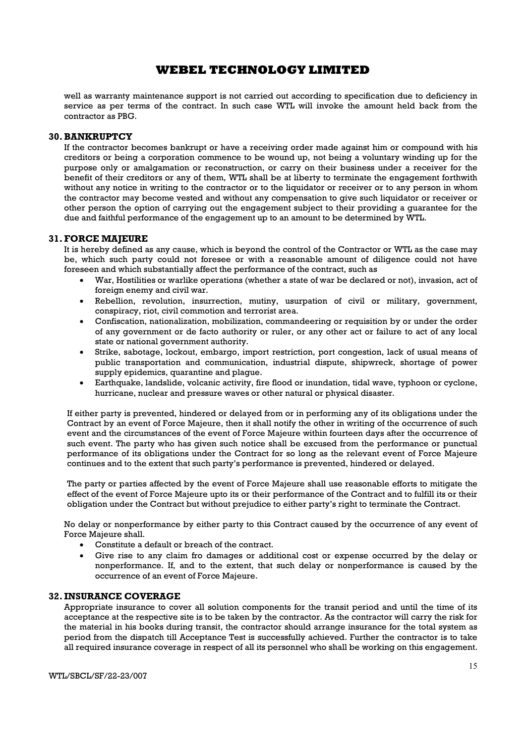well as warranty maintenance support is not carried out according to specification due to deficiency in service as per terms of the contract. In such case WTL will invoke the amount held back from the contractor as PBG.

## 30. BANKRUPTCY

If the contractor becomes bankrupt or have a receiving order made against him or compound with his creditors or being a corporation commence to be wound up, not being a voluntary winding up for the purpose only or amalgamation or reconstruction, or carry on their business under a receiver for the benefit of their creditors or any of them, WTL shall be at liberty to terminate the engagement forthwith without any notice in writing to the contractor or to the liquidator or receiver or to any person in whom the contractor may become vested and without any compensation to give such liquidator or receiver or other person the option of carrying out the engagement subject to their providing a guarantee for the due and faithful performance of the engagement up to an amount to be determined by WTL.

## 31. FORCE MAJEURE

It is hereby defined as any cause, which is beyond the control of the Contractor or WTL as the case may be, which such party could not foresee or with a reasonable amount of diligence could not have foreseen and which substantially affect the performance of the contract, such as

- War, Hostilities or warlike operations (whether a state of war be declared or not), invasion, act of foreign enemy and civil war.
- Rebellion, revolution, insurrection, mutiny, usurpation of civil or military, government, conspiracy, riot, civil commotion and terrorist area.
- Confiscation, nationalization, mobilization, commandeering or requisition by or under the order of any government or de facto authority or ruler, or any other act or failure to act of any local state or national government authority.
- Strike, sabotage, lockout, embargo, import restriction, port congestion, lack of usual means of public transportation and communication, industrial dispute, shipwreck, shortage of power supply epidemics, quarantine and plague.
- Earthquake, landslide, volcanic activity, fire flood or inundation, tidal wave, typhoon or cyclone, hurricane, nuclear and pressure waves or other natural or physical disaster.

If either party is prevented, hindered or delayed from or in performing any of its obligations under the Contract by an event of Force Majeure, then it shall notify the other in writing of the occurrence of such event and the circumstances of the event of Force Majeure within fourteen days after the occurrence of such event. The party who has given such notice shall be excused from the performance or punctual performance of its obligations under the Contract for so long as the relevant event of Force Majeure continues and to the extent that such party's performance is prevented, hindered or delayed.

The party or parties affected by the event of Force Majeure shall use reasonable efforts to mitigate the effect of the event of Force Majeure upto its or their performance of the Contract and to fulfill its or their obligation under the Contract but without prejudice to either party's right to terminate the Contract.

No delay or nonperformance by either party to this Contract caused by the occurrence of any event of Force Majeure shall.

- Constitute a default or breach of the contract.
- Give rise to any claim fro damages or additional cost or expense occurred by the delay or nonperformance. If, and to the extent, that such delay or nonperformance is caused by the occurrence of an event of Force Majeure.

## 32. INSURANCE COVERAGE

Appropriate insurance to cover all solution components for the transit period and until the time of its acceptance at the respective site is to be taken by the contractor. As the contractor will carry the risk for the material in his books during transit, the contractor should arrange insurance for the total system as period from the dispatch till Acceptance Test is successfully achieved. Further the contractor is to take all required insurance coverage in respect of all its personnel who shall be working on this engagement.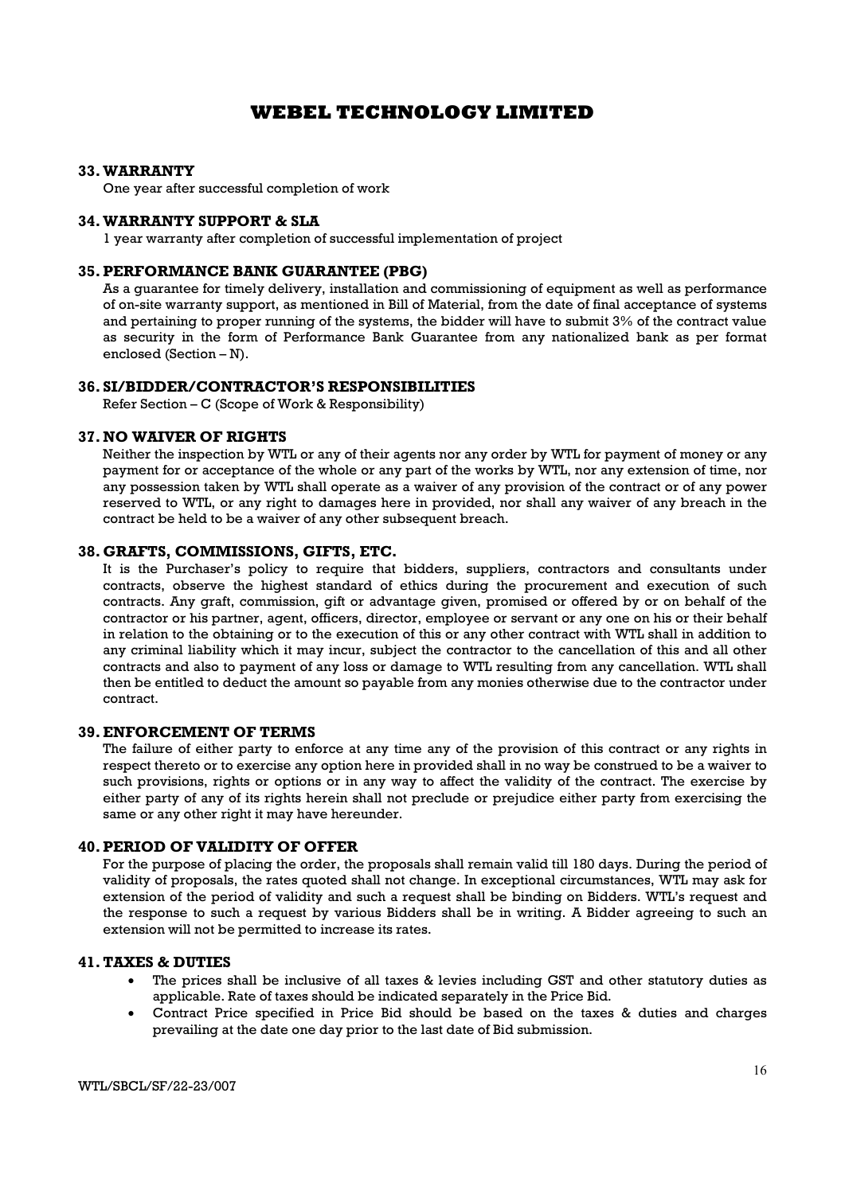## 33. WARRANTY

One year after successful completion of work

## 34. WARRANTY SUPPORT & SLA

1 year warranty after completion of successful implementation of project

## 35. PERFORMANCE BANK GUARANTEE (PBG)

As a guarantee for timely delivery, installation and commissioning of equipment as well as performance of on-site warranty support, as mentioned in Bill of Material, from the date of final acceptance of systems and pertaining to proper running of the systems, the bidder will have to submit 3% of the contract value as security in the form of Performance Bank Guarantee from any nationalized bank as per format enclosed (Section – N).

## 36. SI/BIDDER/CONTRACTOR'S RESPONSIBILITIES

Refer Section – C (Scope of Work & Responsibility)

## 37. NO WAIVER OF RIGHTS

Neither the inspection by WTL or any of their agents nor any order by WTL for payment of money or any payment for or acceptance of the whole or any part of the works by WTL, nor any extension of time, nor any possession taken by WTL shall operate as a waiver of any provision of the contract or of any power reserved to WTL, or any right to damages here in provided, nor shall any waiver of any breach in the contract be held to be a waiver of any other subsequent breach.

## 38. GRAFTS, COMMISSIONS, GIFTS, ETC.

It is the Purchaser's policy to require that bidders, suppliers, contractors and consultants under contracts, observe the highest standard of ethics during the procurement and execution of such contracts. Any graft, commission, gift or advantage given, promised or offered by or on behalf of the contractor or his partner, agent, officers, director, employee or servant or any one on his or their behalf in relation to the obtaining or to the execution of this or any other contract with WTL shall in addition to any criminal liability which it may incur, subject the contractor to the cancellation of this and all other contracts and also to payment of any loss or damage to WTL resulting from any cancellation. WTL shall then be entitled to deduct the amount so payable from any monies otherwise due to the contractor under contract.

## 39. ENFORCEMENT OF TERMS

The failure of either party to enforce at any time any of the provision of this contract or any rights in respect thereto or to exercise any option here in provided shall in no way be construed to be a waiver to such provisions, rights or options or in any way to affect the validity of the contract. The exercise by either party of any of its rights herein shall not preclude or prejudice either party from exercising the same or any other right it may have hereunder.

## 40. PERIOD OF VALIDITY OF OFFER

For the purpose of placing the order, the proposals shall remain valid till 180 days. During the period of validity of proposals, the rates quoted shall not change. In exceptional circumstances, WTL may ask for extension of the period of validity and such a request shall be binding on Bidders. WTL's request and the response to such a request by various Bidders shall be in writing. A Bidder agreeing to such an extension will not be permitted to increase its rates.

## 41. TAXES & DUTIES

- The prices shall be inclusive of all taxes & levies including GST and other statutory duties as applicable. Rate of taxes should be indicated separately in the Price Bid.
- Contract Price specified in Price Bid should be based on the taxes & duties and charges prevailing at the date one day prior to the last date of Bid submission.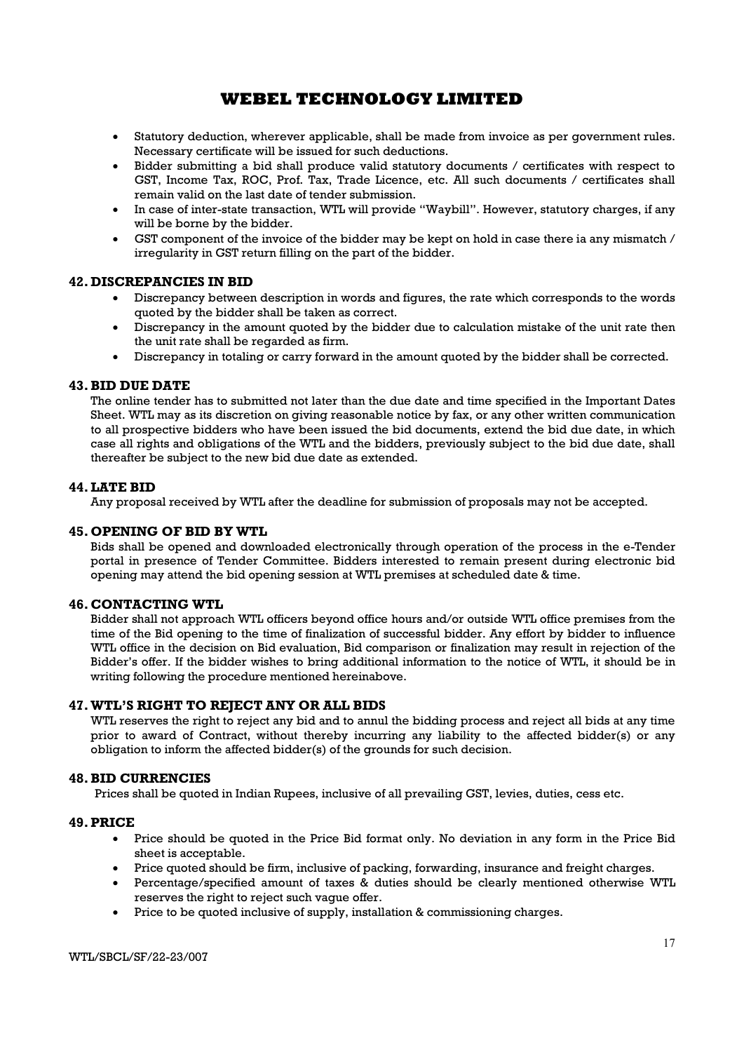- Statutory deduction, wherever applicable, shall be made from invoice as per government rules. Necessary certificate will be issued for such deductions.
- Bidder submitting a bid shall produce valid statutory documents / certificates with respect to GST, Income Tax, ROC, Prof. Tax, Trade Licence, etc. All such documents / certificates shall remain valid on the last date of tender submission.
- In case of inter-state transaction, WTL will provide "Waybill". However, statutory charges, if any will be borne by the bidder.
- GST component of the invoice of the bidder may be kept on hold in case there ia any mismatch / irregularity in GST return filling on the part of the bidder.

## 42. DISCREPANCIES IN BID

- Discrepancy between description in words and figures, the rate which corresponds to the words quoted by the bidder shall be taken as correct.
- Discrepancy in the amount quoted by the bidder due to calculation mistake of the unit rate then the unit rate shall be regarded as firm.
- Discrepancy in totaling or carry forward in the amount quoted by the bidder shall be corrected.

## 43. BID DUE DATE

The online tender has to submitted not later than the due date and time specified in the Important Dates Sheet. WTL may as its discretion on giving reasonable notice by fax, or any other written communication to all prospective bidders who have been issued the bid documents, extend the bid due date, in which case all rights and obligations of the WTL and the bidders, previously subject to the bid due date, shall thereafter be subject to the new bid due date as extended.

## 44. LATE BID

Any proposal received by WTL after the deadline for submission of proposals may not be accepted.

## 45. OPENING OF BID BY WTL

Bids shall be opened and downloaded electronically through operation of the process in the e-Tender portal in presence of Tender Committee. Bidders interested to remain present during electronic bid opening may attend the bid opening session at WTL premises at scheduled date & time.

## 46. CONTACTING WTL

Bidder shall not approach WTL officers beyond office hours and/or outside WTL office premises from the time of the Bid opening to the time of finalization of successful bidder. Any effort by bidder to influence WTL office in the decision on Bid evaluation, Bid comparison or finalization may result in rejection of the Bidder's offer. If the bidder wishes to bring additional information to the notice of WTL, it should be in writing following the procedure mentioned hereinabove.

## 47. WTL'S RIGHT TO REJECT ANY OR ALL BIDS

WTL reserves the right to reject any bid and to annul the bidding process and reject all bids at any time prior to award of Contract, without thereby incurring any liability to the affected bidder(s) or any obligation to inform the affected bidder(s) of the grounds for such decision.

## 48. BID CURRENCIES

Prices shall be quoted in Indian Rupees, inclusive of all prevailing GST, levies, duties, cess etc.

## 49. PRICE

- Price should be quoted in the Price Bid format only. No deviation in any form in the Price Bid sheet is acceptable.
- Price quoted should be firm, inclusive of packing, forwarding, insurance and freight charges.
- Percentage/specified amount of taxes & duties should be clearly mentioned otherwise WTL reserves the right to reject such vague offer.
- Price to be quoted inclusive of supply, installation & commissioning charges.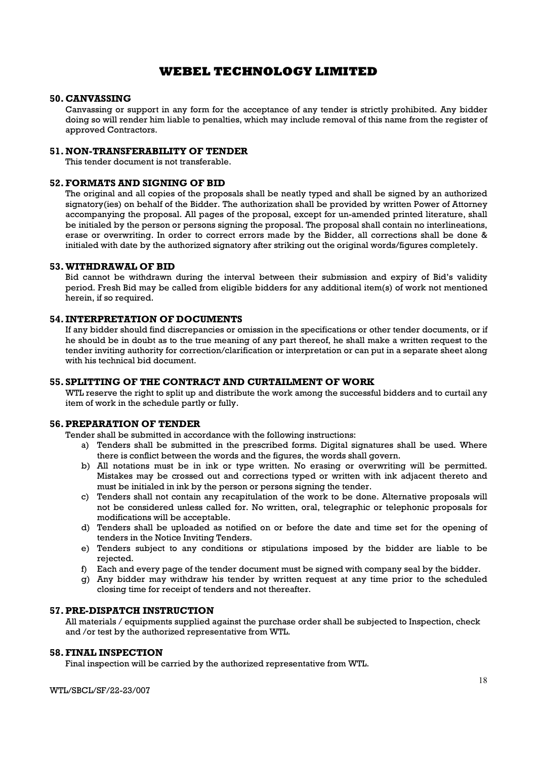## 50. CANVASSING

Canvassing or support in any form for the acceptance of any tender is strictly prohibited. Any bidder doing so will render him liable to penalties, which may include removal of this name from the register of approved Contractors.

## 51. NON-TRANSFERABILITY OF TENDER

This tender document is not transferable.

## 52. FORMATS AND SIGNING OF BID

The original and all copies of the proposals shall be neatly typed and shall be signed by an authorized signatory(ies) on behalf of the Bidder. The authorization shall be provided by written Power of Attorney accompanying the proposal. All pages of the proposal, except for un-amended printed literature, shall be initialed by the person or persons signing the proposal. The proposal shall contain no interlineations, erase or overwriting. In order to correct errors made by the Bidder, all corrections shall be done & initialed with date by the authorized signatory after striking out the original words/figures completely.

## 53. WITHDRAWAL OF BID

Bid cannot be withdrawn during the interval between their submission and expiry of Bid's validity period. Fresh Bid may be called from eligible bidders for any additional item(s) of work not mentioned herein, if so required.

## 54. INTERPRETATION OF DOCUMENTS

If any bidder should find discrepancies or omission in the specifications or other tender documents, or if he should be in doubt as to the true meaning of any part thereof, he shall make a written request to the tender inviting authority for correction/clarification or interpretation or can put in a separate sheet along with his technical bid document.

## 55. SPLITTING OF THE CONTRACT AND CURTAILMENT OF WORK

WTL reserve the right to split up and distribute the work among the successful bidders and to curtail any item of work in the schedule partly or fully.

## 56. PREPARATION OF TENDER

Tender shall be submitted in accordance with the following instructions:

a) Tenders shall be submitted in the prescribed forms. Digital signatures shall be used. Where there is conflict between the words and the figures, the words shall govern.
b) All notations must be in ink or type written. No erasing or overwriting will be permitted. Mistakes may be crossed out and corrections typed or written with ink adjacent thereto and must be initialed in ink by the person or persons signing the tender.
c) Tenders shall not contain any recapitulation of the work to be done. Alternative proposals will not be considered unless called for. No written, oral, telegraphic or telephonic proposals for modifications will be acceptable.
d) Tenders shall be uploaded as notified on or before the date and time set for the opening of tenders in the Notice Inviting Tenders.
e) Tenders subject to any conditions or stipulations imposed by the bidder are liable to be rejected.
f) Each and every page of the tender document must be signed with company seal by the bidder.
g) Any bidder may withdraw his tender by written request at any time prior to the scheduled closing time for receipt of tenders and not thereafter.

## 57. PRE-DISPATCH INSTRUCTION

All materials / equipments supplied against the purchase order shall be subjected to Inspection, check and /or test by the authorized representative from WTL.

## 58. FINAL INSPECTION

Final inspection will be carried by the authorized representative from WTL.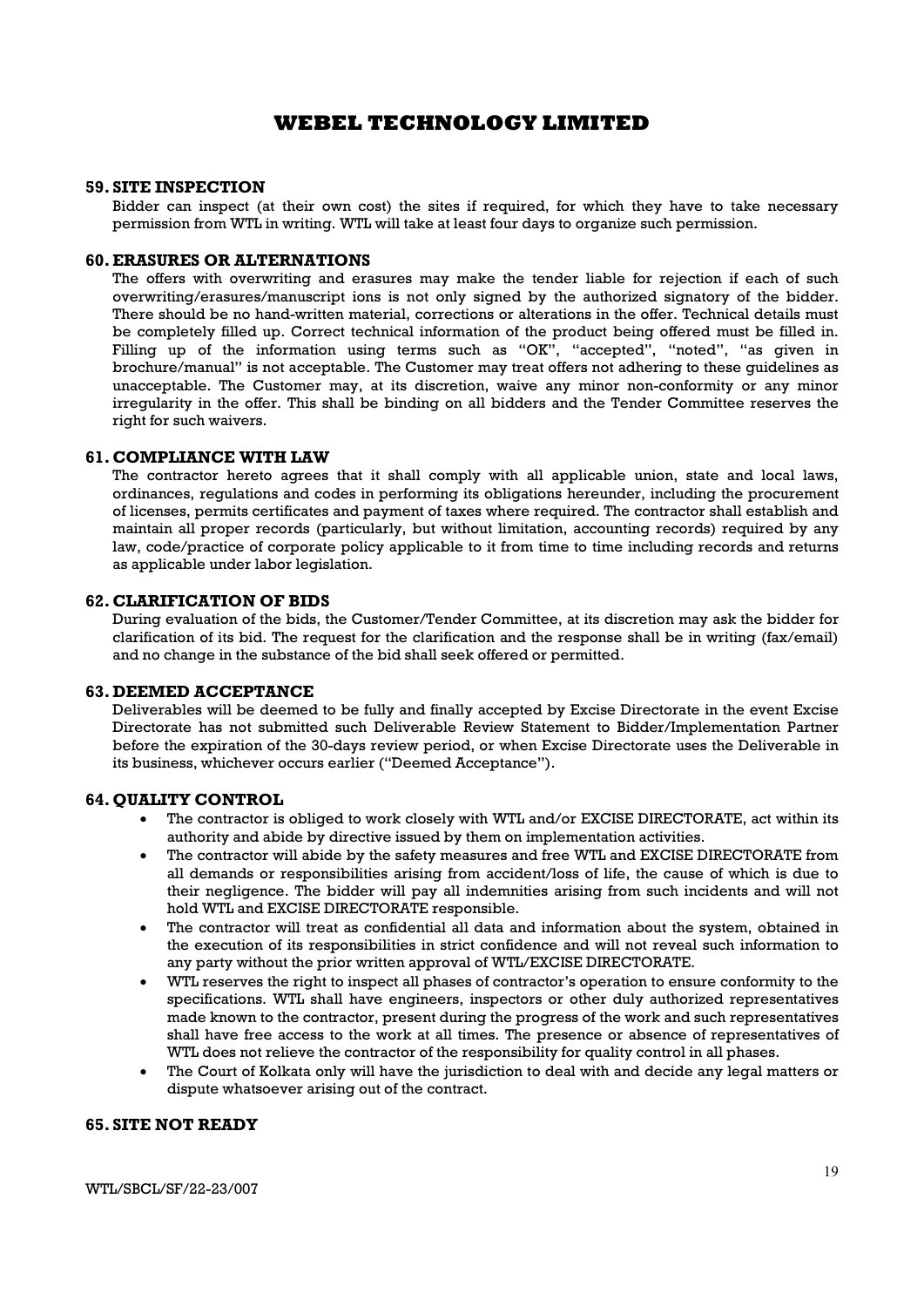## 59. SITE INSPECTION

Bidder can inspect (at their own cost) the sites if required, for which they have to take necessary permission from WTL in writing. WTL will take at least four days to organize such permission.

## 60. ERASURES OR ALTERNATIONS

The offers with overwriting and erasures may make the tender liable for rejection if each of such overwriting/erasures/manuscript ions is not only signed by the authorized signatory of the bidder. There should be no hand-written material, corrections or alterations in the offer. Technical details must be completely filled up. Correct technical information of the product being offered must be filled in. Filling up of the information using terms such as "OK", "accepted", "noted", "as given in brochure/manual" is not acceptable. The Customer may treat offers not adhering to these guidelines as unacceptable. The Customer may, at its discretion, waive any minor non-conformity or any minor irregularity in the offer. This shall be binding on all bidders and the Tender Committee reserves the right for such waivers.

## 61. COMPLIANCE WITH LAW

The contractor hereto agrees that it shall comply with all applicable union, state and local laws, ordinances, regulations and codes in performing its obligations hereunder, including the procurement of licenses, permits certificates and payment of taxes where required. The contractor shall establish and maintain all proper records (particularly, but without limitation, accounting records) required by any law, code/practice of corporate policy applicable to it from time to time including records and returns as applicable under labor legislation.

## 62. CLARIFICATION OF BIDS

During evaluation of the bids, the Customer/Tender Committee, at its discretion may ask the bidder for clarification of its bid. The request for the clarification and the response shall be in writing (fax/email) and no change in the substance of the bid shall seek offered or permitted.

## 63. DEEMED ACCEPTANCE

Deliverables will be deemed to be fully and finally accepted by Excise Directorate in the event Excise Directorate has not submitted such Deliverable Review Statement to Bidder/Implementation Partner before the expiration of the 30-days review period, or when Excise Directorate uses the Deliverable in its business, whichever occurs earlier ("Deemed Acceptance").

## 64. QUALITY CONTROL

- The contractor is obliged to work closely with WTL and/or EXCISE DIRECTORATE, act within its authority and abide by directive issued by them on implementation activities.
- The contractor will abide by the safety measures and free WTL and EXCISE DIRECTORATE from all demands or responsibilities arising from accident/loss of life, the cause of which is due to their negligence. The bidder will pay all indemnities arising from such incidents and will not hold WTL and EXCISE DIRECTORATE responsible.
- The contractor will treat as confidential all data and information about the system, obtained in the execution of its responsibilities in strict confidence and will not reveal such information to any party without the prior written approval of WTL/EXCISE DIRECTORATE.
- WTL reserves the right to inspect all phases of contractor's operation to ensure conformity to the specifications. WTL shall have engineers, inspectors or other duly authorized representatives made known to the contractor, present during the progress of the work and such representatives shall have free access to the work at all times. The presence or absence of representatives of WTL does not relieve the contractor of the responsibility for quality control in all phases.
- The Court of Kolkata only will have the jurisdiction to deal with and decide any legal matters or dispute whatsoever arising out of the contract.

## 65. SITE NOT READY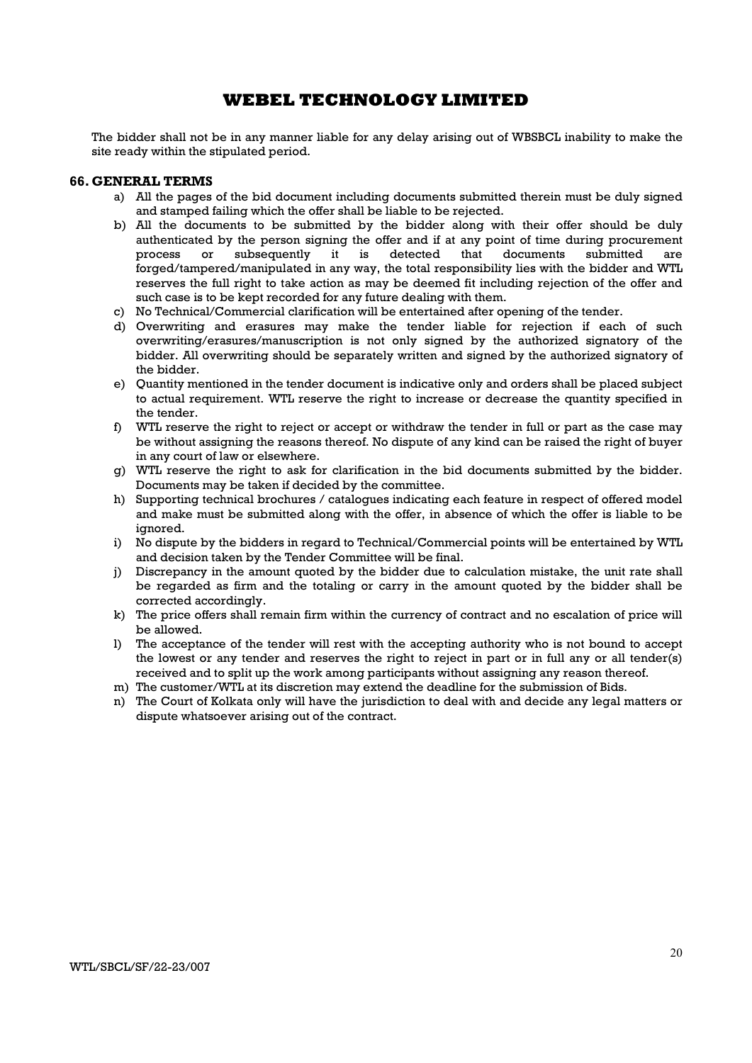The bidder shall not be in any manner liable for any delay arising out of WBSBCL inability to make the site ready within the stipulated period.

## 66. GENERAL TERMS

a) All the pages of the bid document including documents submitted therein must be duly signed and stamped failing which the offer shall be liable to be rejected.

b) All the documents to be submitted by the bidder along with their offer should be duly authenticated by the person signing the offer and if at any point of time during procurement process or subsequently it is detected that documents submitted are forged/tampered/manipulated in any way, the total responsibility lies with the bidder and WTL reserves the full right to take action as may be deemed fit including rejection of the offer and such case is to be kept recorded for any future dealing with them.

c) No Technical/Commercial clarification will be entertained after opening of the tender.

d) Overwriting and erasures may make the tender liable for rejection if each of such overwriting/erasures/manuscription is not only signed by the authorized signatory of the bidder. All overwriting should be separately written and signed by the authorized signatory of the bidder.

e) Quantity mentioned in the tender document is indicative only and orders shall be placed subject to actual requirement. WTL reserve the right to increase or decrease the quantity specified in the tender.

f) WTL reserve the right to reject or accept or withdraw the tender in full or part as the case may be without assigning the reasons thereof. No dispute of any kind can be raised the right of buyer in any court of law or elsewhere.

g) WTL reserve the right to ask for clarification in the bid documents submitted by the bidder. Documents may be taken if decided by the committee.

h) Supporting technical brochures / catalogues indicating each feature in respect of offered model and make must be submitted along with the offer, in absence of which the offer is liable to be ignored.

i) No dispute by the bidders in regard to Technical/Commercial points will be entertained by WTL and decision taken by the Tender Committee will be final.

j) Discrepancy in the amount quoted by the bidder due to calculation mistake, the unit rate shall be regarded as firm and the totaling or carry in the amount quoted by the bidder shall be corrected accordingly.

k) The price offers shall remain firm within the currency of contract and no escalation of price will be allowed.

l) The acceptance of the tender will rest with the accepting authority who is not bound to accept the lowest or any tender and reserves the right to reject in part or in full any or all tender(s) received and to split up the work among participants without assigning any reason thereof.

m) The customer/WTL at its discretion may extend the deadline for the submission of Bids.

n) The Court of Kolkata only will have the jurisdiction to deal with and decide any legal matters or dispute whatsoever arising out of the contract.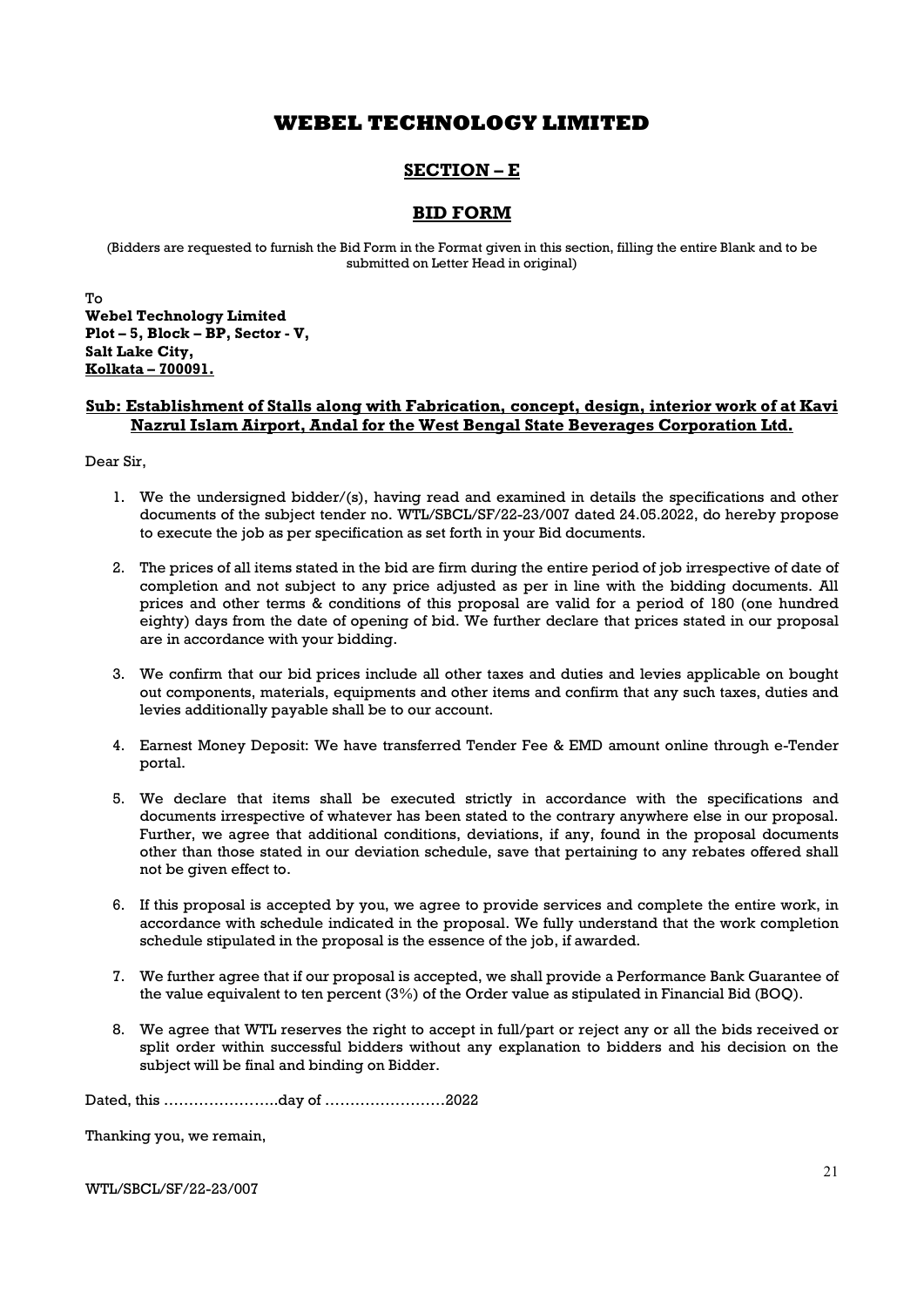# WEBEL TECHNOLOGY LIMITED

## SECTION – E

## BID FORM

(Bidders are requested to furnish the Bid Form in the Format given in this section, filling the entire Blank and to be submitted on Letter Head in original)

To
**Webel Technology Limited**
**Plot – 5, Block – BP, Sector - V,**
**Salt Lake City,**
**Kolkata – 700091.**

**Sub: Establishment of Stalls along with Fabrication, concept, design, interior work of at Kavi Nazrul Islam Airport, Andal for the West Bengal State Beverages Corporation Ltd.**

Dear Sir,

1. We the undersigned bidder/(s), having read and examined in details the specifications and other documents of the subject tender no. WTL/SBCL/SF/22-23/007 dated 24.05.2022, do hereby propose to execute the job as per specification as set forth in your Bid documents.

2. The prices of all items stated in the bid are firm during the entire period of job irrespective of date of completion and not subject to any price adjusted as per in line with the bidding documents. All prices and other terms & conditions of this proposal are valid for a period of 180 (one hundred eighty) days from the date of opening of bid. We further declare that prices stated in our proposal are in accordance with your bidding.

3. We confirm that our bid prices include all other taxes and duties and levies applicable on bought out components, materials, equipments and other items and confirm that any such taxes, duties and levies additionally payable shall be to our account.

4. Earnest Money Deposit: We have transferred Tender Fee & EMD amount online through e-Tender portal.

5. We declare that items shall be executed strictly in accordance with the specifications and documents irrespective of whatever has been stated to the contrary anywhere else in our proposal. Further, we agree that additional conditions, deviations, if any, found in the proposal documents other than those stated in our deviation schedule, save that pertaining to any rebates offered shall not be given effect to.

6. If this proposal is accepted by you, we agree to provide services and complete the entire work, in accordance with schedule indicated in the proposal. We fully understand that the work completion schedule stipulated in the proposal is the essence of the job, if awarded.

7. We further agree that if our proposal is accepted, we shall provide a Performance Bank Guarantee of the value equivalent to ten percent (3%) of the Order value as stipulated in Financial Bid (BOQ).

8. We agree that WTL reserves the right to accept in full/part or reject any or all the bids received or split order within successful bidders without any explanation to bidders and his decision on the subject will be final and binding on Bidder.

Dated, this …………………..day of ……………………2022

Thanking you, we remain,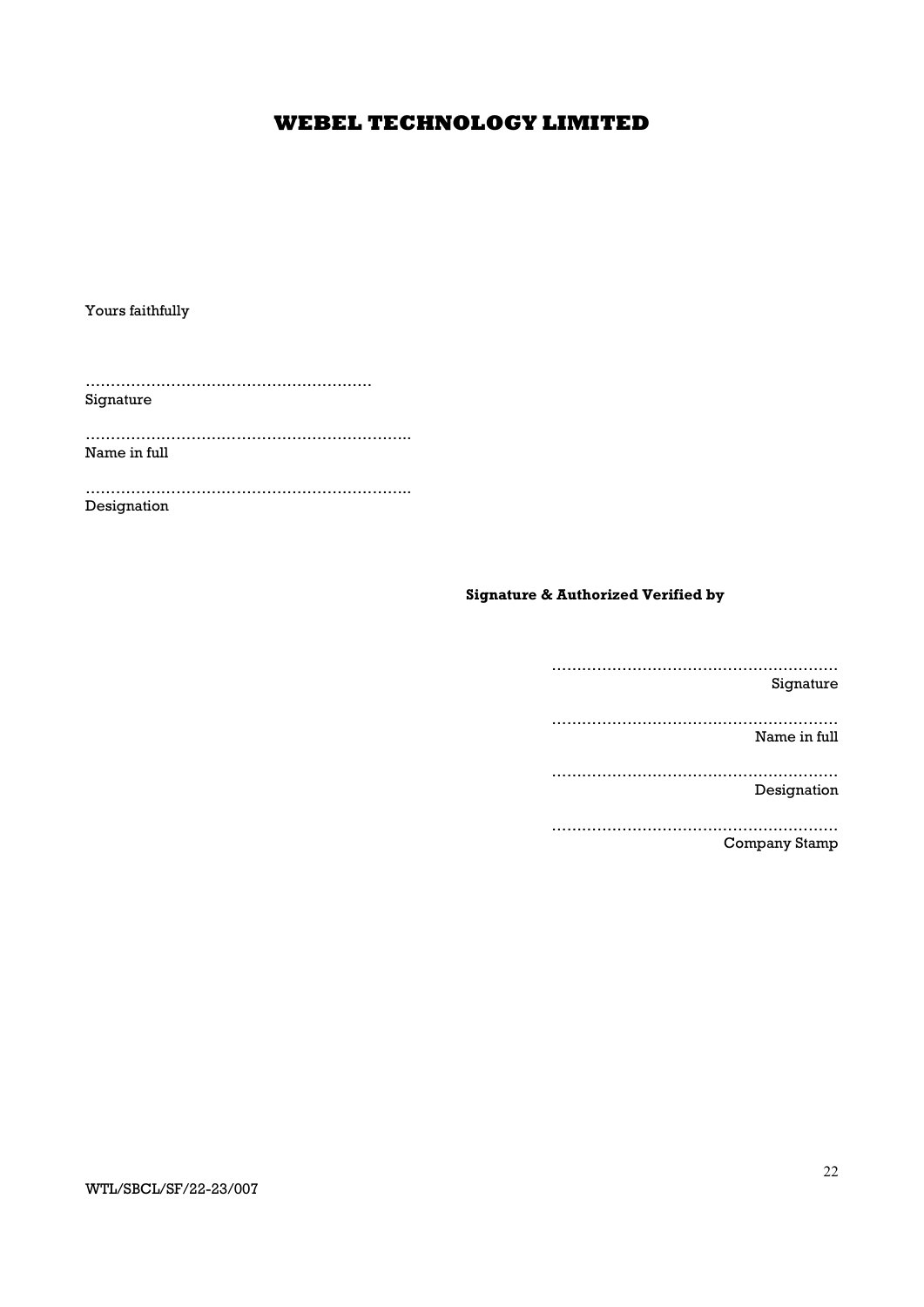# WEBEL TECHNOLOGY LIMITED

Yours faithfully

…………………………………………………
Signature

………………………………………………………..
Name in full

………………………………………………………..
Designation

**Signature & Authorized Verified by**

…………………………………………………
Signature

…………………………………………………
Name in full

…………………………………………………
Designation

…………………………………………………
Company Stamp

WTL/SBCL/SF/22-23/007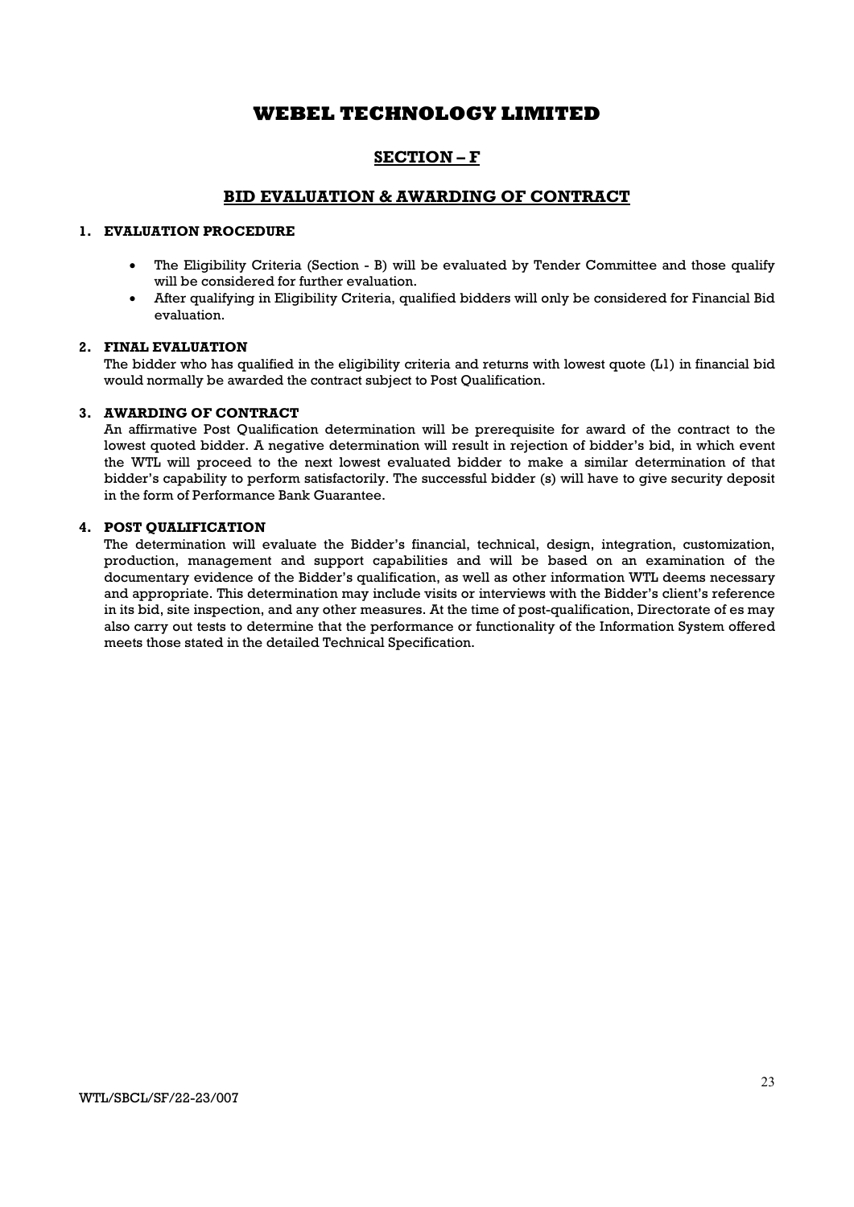# WEBEL TECHNOLOGY LIMITED

## SECTION – F

## BID EVALUATION & AWARDING OF CONTRACT

### 1. EVALUATION PROCEDURE

- The Eligibility Criteria (Section - B) will be evaluated by Tender Committee and those qualify will be considered for further evaluation.
- After qualifying in Eligibility Criteria, qualified bidders will only be considered for Financial Bid evaluation.

### 2. FINAL EVALUATION

The bidder who has qualified in the eligibility criteria and returns with lowest quote (L1) in financial bid would normally be awarded the contract subject to Post Qualification.

### 3. AWARDING OF CONTRACT

An affirmative Post Qualification determination will be prerequisite for award of the contract to the lowest quoted bidder. A negative determination will result in rejection of bidder's bid, in which event the WTL will proceed to the next lowest evaluated bidder to make a similar determination of that bidder's capability to perform satisfactorily. The successful bidder (s) will have to give security deposit in the form of Performance Bank Guarantee.

### 4. POST QUALIFICATION

The determination will evaluate the Bidder's financial, technical, design, integration, customization, production, management and support capabilities and will be based on an examination of the documentary evidence of the Bidder's qualification, as well as other information WTL deems necessary and appropriate. This determination may include visits or interviews with the Bidder's client's reference in its bid, site inspection, and any other measures. At the time of post-qualification, Directorate of es may also carry out tests to determine that the performance or functionality of the Information System offered meets those stated in the detailed Technical Specification.

WTL/SBCL/SF/22-23/007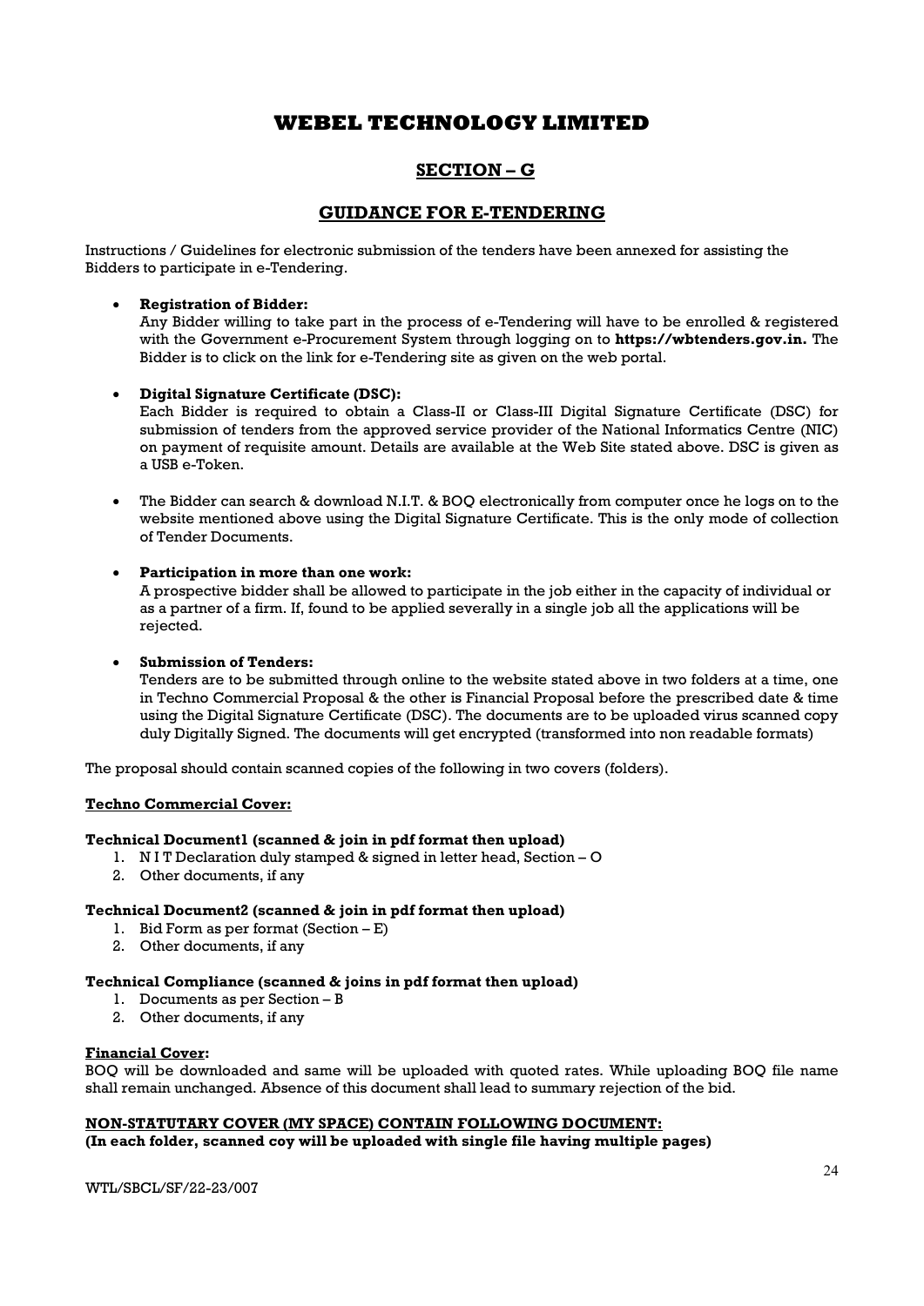# WEBEL TECHNOLOGY LIMITED

## SECTION – G

## GUIDANCE FOR E-TENDERING

Instructions / Guidelines for electronic submission of the tenders have been annexed for assisting the Bidders to participate in e-Tendering.

- **Registration of Bidder:**
  Any Bidder willing to take part in the process of e-Tendering will have to be enrolled & registered with the Government e-Procurement System through logging on to **https://wbtenders.gov.in.** The Bidder is to click on the link for e-Tendering site as given on the web portal.

- **Digital Signature Certificate (DSC):**
  Each Bidder is required to obtain a Class-II or Class-III Digital Signature Certificate (DSC) for submission of tenders from the approved service provider of the National Informatics Centre (NIC) on payment of requisite amount. Details are available at the Web Site stated above. DSC is given as a USB e-Token.

- The Bidder can search & download N.I.T. & BOQ electronically from computer once he logs on to the website mentioned above using the Digital Signature Certificate. This is the only mode of collection of Tender Documents.

- **Participation in more than one work:**
  A prospective bidder shall be allowed to participate in the job either in the capacity of individual or as a partner of a firm. If, found to be applied severally in a single job all the applications will be rejected.

- **Submission of Tenders:**
  Tenders are to be submitted through online to the website stated above in two folders at a time, one in Techno Commercial Proposal & the other is Financial Proposal before the prescribed date & time using the Digital Signature Certificate (DSC). The documents are to be uploaded virus scanned copy duly Digitally Signed. The documents will get encrypted (transformed into non readable formats)

The proposal should contain scanned copies of the following in two covers (folders).

**Techno Commercial Cover:**

**Technical Document1 (scanned & join in pdf format then upload)**

1. N I T Declaration duly stamped & signed in letter head, Section – O
2. Other documents, if any

**Technical Document2 (scanned & join in pdf format then upload)**

1. Bid Form as per format (Section – E)
2. Other documents, if any

**Technical Compliance (scanned & joins in pdf format then upload)**

1. Documents as per Section – B
2. Other documents, if any

**Financial Cover:**

BOQ will be downloaded and same will be uploaded with quoted rates. While uploading BOQ file name shall remain unchanged. Absence of this document shall lead to summary rejection of the bid.

**NON-STATUTARY COVER (MY SPACE) CONTAIN FOLLOWING DOCUMENT:**
**(In each folder, scanned coy will be uploaded with single file having multiple pages)**

WTL/SBCL/SF/22-23/007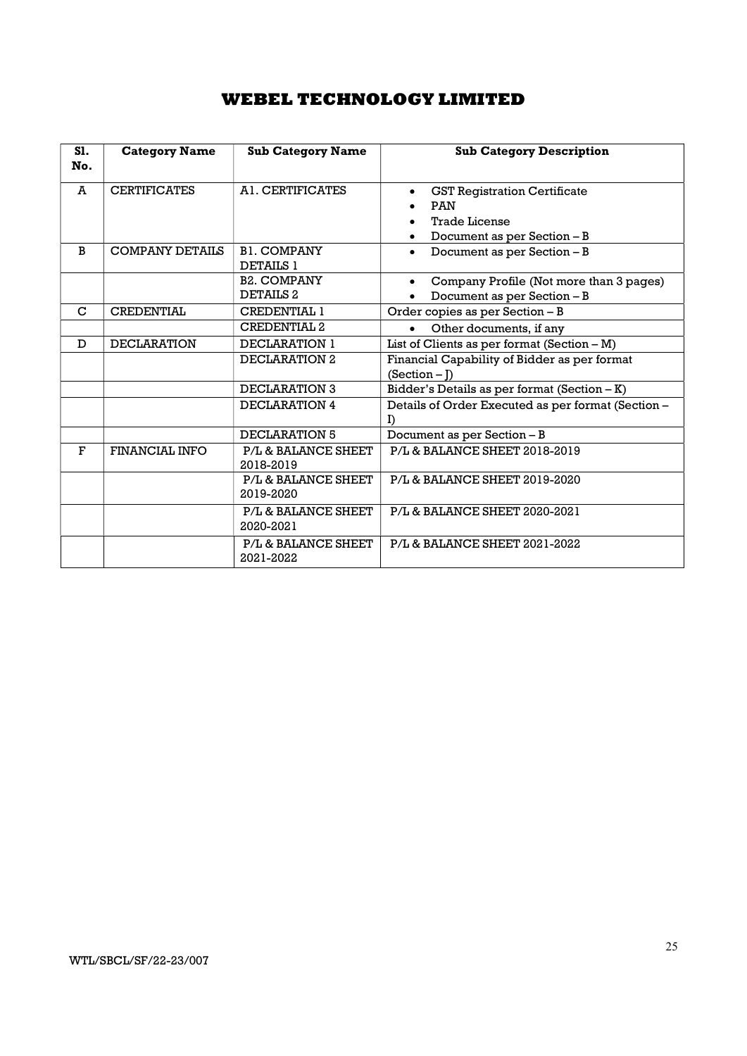# WEBEL TECHNOLOGY LIMITED

| Sl. No. | Category Name | Sub Category Name | Sub Category Description |
|---|---|---|---|
| A | CERTIFICATES | A1. CERTIFICATES | • GST Registration Certificate<br>• PAN<br>• Trade License<br>• Document as per Section – B |
| B | COMPANY DETAILS | B1. COMPANY DETAILS 1 | • Document as per Section – B |
| | | B2. COMPANY DETAILS 2 | • Company Profile (Not more than 3 pages)<br>• Document as per Section – B |
| C | CREDENTIAL | CREDENTIAL 1 | Order copies as per Section – B |
| | | CREDENTIAL 2 | • Other documents, if any |
| D | DECLARATION | DECLARATION 1 | List of Clients as per format (Section – M) |
| | | DECLARATION 2 | Financial Capability of Bidder as per format (Section – J) |
| | | DECLARATION 3 | Bidder's Details as per format (Section – K) |
| | | DECLARATION 4 | Details of Order Executed as per format (Section – I) |
| | | DECLARATION 5 | Document as per Section – B |
| F | FINANCIAL INFO | P/L & BALANCE SHEET 2018-2019 | P/L & BALANCE SHEET 2018-2019 |
| | | P/L & BALANCE SHEET 2019-2020 | P/L & BALANCE SHEET 2019-2020 |
| | | P/L & BALANCE SHEET 2020-2021 | P/L & BALANCE SHEET 2020-2021 |
| | | P/L & BALANCE SHEET 2021-2022 | P/L & BALANCE SHEET 2021-2022 |

WTL/SBCL/SF/22-23/007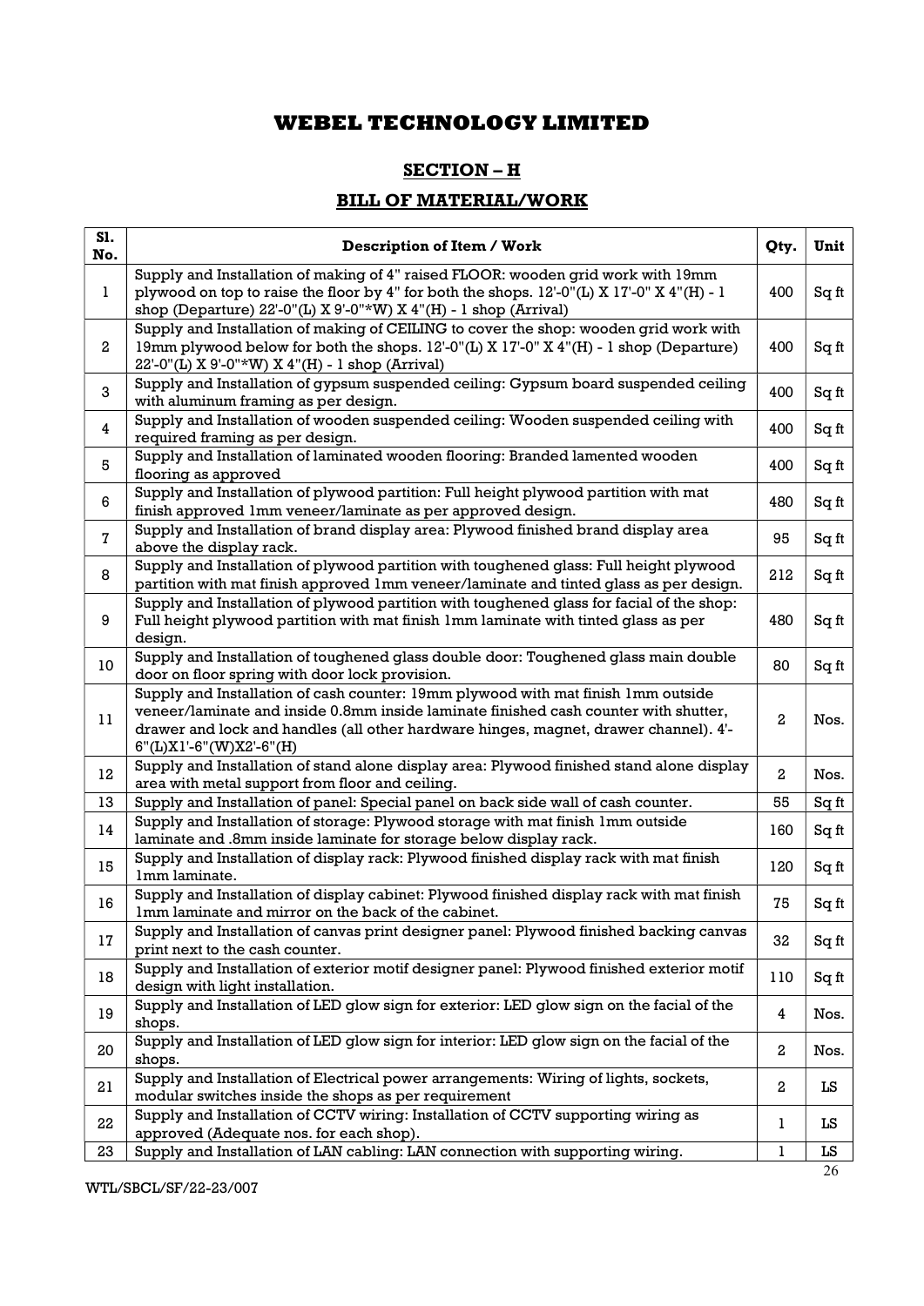# WEBEL TECHNOLOGY LIMITED

## SECTION – H

## BILL OF MATERIAL/WORK

| Sl. No. | Description of Item / Work | Qty. | Unit |
|---|---|---|---|
| 1 | Supply and Installation of making of 4" raised FLOOR: wooden grid work with 19mm plywood on top to raise the floor by 4" for both the shops. 12'-0"(L) X 17'-0" X 4"(H) - 1 shop (Departure) 22'-0"(L) X 9'-0"*W) X 4"(H) - 1 shop (Arrival) | 400 | Sq ft |
| 2 | Supply and Installation of making of CEILING to cover the shop: wooden grid work with 19mm plywood below for both the shops. 12'-0"(L) X 17'-0" X 4"(H) - 1 shop (Departure) 22'-0"(L) X 9'-0"*W) X 4"(H) - 1 shop (Arrival) | 400 | Sq ft |
| 3 | Supply and Installation of gypsum suspended ceiling: Gypsum board suspended ceiling with aluminum framing as per design. | 400 | Sq ft |
| 4 | Supply and Installation of wooden suspended ceiling: Wooden suspended ceiling with required framing as per design. | 400 | Sq ft |
| 5 | Supply and Installation of laminated wooden flooring: Branded lamented wooden flooring as approved | 400 | Sq ft |
| 6 | Supply and Installation of plywood partition: Full height plywood partition with mat finish approved 1mm veneer/laminate as per approved design. | 480 | Sq ft |
| 7 | Supply and Installation of brand display area: Plywood finished brand display area above the display rack. | 95 | Sq ft |
| 8 | Supply and Installation of plywood partition with toughened glass: Full height plywood partition with mat finish approved 1mm veneer/laminate and tinted glass as per design. | 212 | Sq ft |
| 9 | Supply and Installation of plywood partition with toughened glass for facial of the shop: Full height plywood partition with mat finish 1mm laminate with tinted glass as per design. | 480 | Sq ft |
| 10 | Supply and Installation of toughened glass double door: Toughened glass main double door on floor spring with door lock provision. | 80 | Sq ft |
| 11 | Supply and Installation of cash counter: 19mm plywood with mat finish 1mm outside veneer/laminate and inside 0.8mm inside laminate finished cash counter with shutter, drawer and lock and handles (all other hardware hinges, magnet, drawer channel). 4'-6"(L)X1'-6"(W)X2'-6"(H) | 2 | Nos. |
| 12 | Supply and Installation of stand alone display area: Plywood finished stand alone display area with metal support from floor and ceiling. | 2 | Nos. |
| 13 | Supply and Installation of panel: Special panel on back side wall of cash counter. | 55 | Sq ft |
| 14 | Supply and Installation of storage: Plywood storage with mat finish 1mm outside laminate and .8mm inside laminate for storage below display rack. | 160 | Sq ft |
| 15 | Supply and Installation of display rack: Plywood finished display rack with mat finish 1mm laminate. | 120 | Sq ft |
| 16 | Supply and Installation of display cabinet: Plywood finished display rack with mat finish 1mm laminate and mirror on the back of the cabinet. | 75 | Sq ft |
| 17 | Supply and Installation of canvas print designer panel: Plywood finished backing canvas print next to the cash counter. | 32 | Sq ft |
| 18 | Supply and Installation of exterior motif designer panel: Plywood finished exterior motif design with light installation. | 110 | Sq ft |
| 19 | Supply and Installation of LED glow sign for exterior: LED glow sign on the facial of the shops. | 4 | Nos. |
| 20 | Supply and Installation of LED glow sign for interior: LED glow sign on the facial of the shops. | 2 | Nos. |
| 21 | Supply and Installation of Electrical power arrangements: Wiring of lights, sockets, modular switches inside the shops as per requirement | 2 | LS |
| 22 | Supply and Installation of CCTV wiring: Installation of CCTV supporting wiring as approved (Adequate nos. for each shop). | 1 | LS |
| 23 | Supply and Installation of LAN cabling: LAN connection with supporting wiring. | 1 | LS |

WTL/SBCL/SF/22-23/007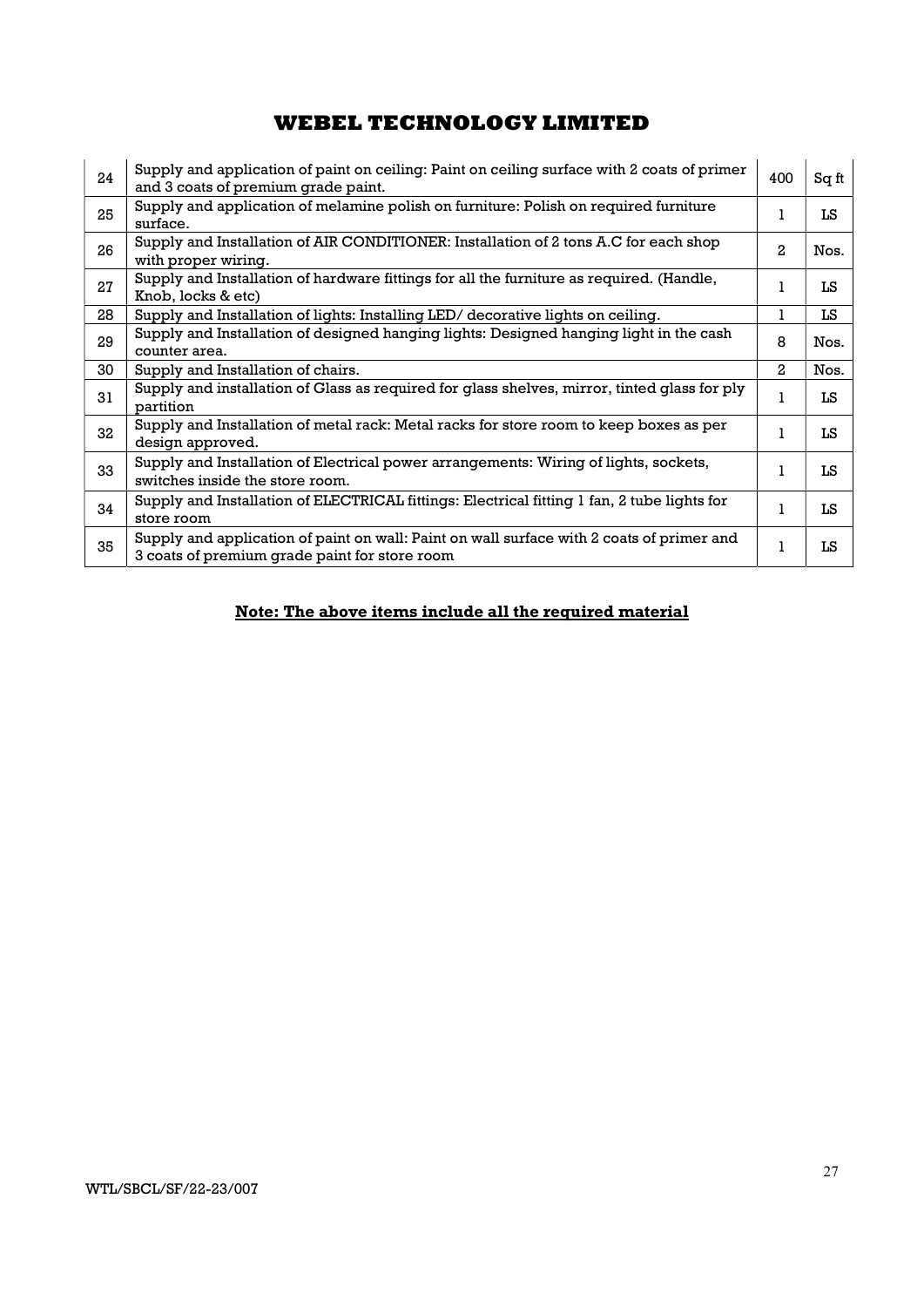# WEBEL TECHNOLOGY LIMITED

| 24 | Supply and application of paint on ceiling: Paint on ceiling surface with 2 coats of primer and 3 coats of premium grade paint. | 400 | Sq ft |
|---|---|---|---|
| 25 | Supply and application of melamine polish on furniture: Polish on required furniture surface. | 1 | LS |
| 26 | Supply and Installation of AIR CONDITIONER: Installation of 2 tons A.C for each shop with proper wiring. | 2 | Nos. |
| 27 | Supply and Installation of hardware fittings for all the furniture as required. (Handle, Knob, locks & etc) | 1 | LS |
| 28 | Supply and Installation of lights: Installing LED/ decorative lights on ceiling. | 1 | LS |
| 29 | Supply and Installation of designed hanging lights: Designed hanging light in the cash counter area. | 8 | Nos. |
| 30 | Supply and Installation of chairs. | 2 | Nos. |
| 31 | Supply and installation of Glass as required for glass shelves, mirror, tinted glass for ply partition | 1 | LS |
| 32 | Supply and Installation of metal rack: Metal racks for store room to keep boxes as per design approved. | 1 | LS |
| 33 | Supply and Installation of Electrical power arrangements: Wiring of lights, sockets, switches inside the store room. | 1 | LS |
| 34 | Supply and Installation of ELECTRICAL fittings: Electrical fitting 1 fan, 2 tube lights for store room | 1 | LS |
| 35 | Supply and application of paint on wall: Paint on wall surface with 2 coats of primer and 3 coats of premium grade paint for store room | 1 | LS |

**Note: The above items include all the required material**

WTL/SBCL/SF/22-23/007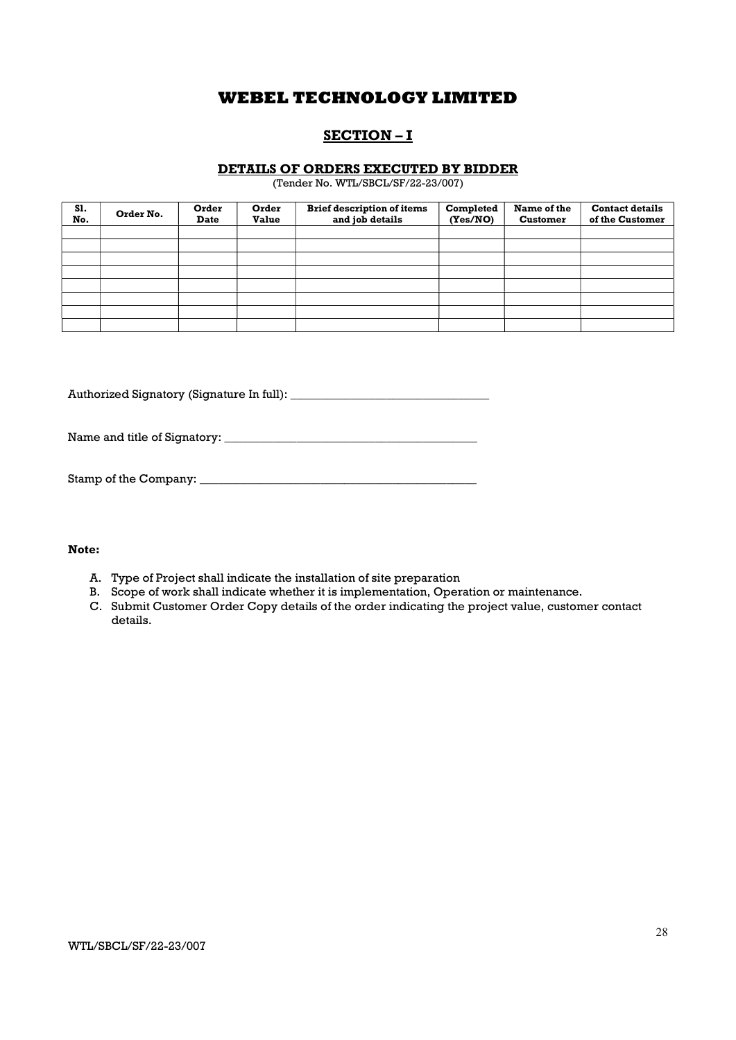# WEBEL TECHNOLOGY LIMITED

## SECTION – I

### DETAILS OF ORDERS EXECUTED BY BIDDER

(Tender No. WTL/SBCL/SF/22-23/007)

| Sl. No. | Order No. | Order Date | Order Value | Brief description of items and job details | Completed (Yes/NO) | Name of the Customer | Contact details of the Customer |
|---|---|---|---|---|---|---|---|
| | | | | | | | |
| | | | | | | | |
| | | | | | | | |
| | | | | | | | |
| | | | | | | | |
| | | | | | | | |
| | | | | | | | |
| | | | | | | | |

Authorized Signatory (Signature In full): _________________________________

Name and title of Signatory: __________________________________________

Stamp of the Company: _______________________________________________

**Note:**

A. Type of Project shall indicate the installation of site preparation
B. Scope of work shall indicate whether it is implementation, Operation or maintenance.
C. Submit Customer Order Copy details of the order indicating the project value, customer contact details.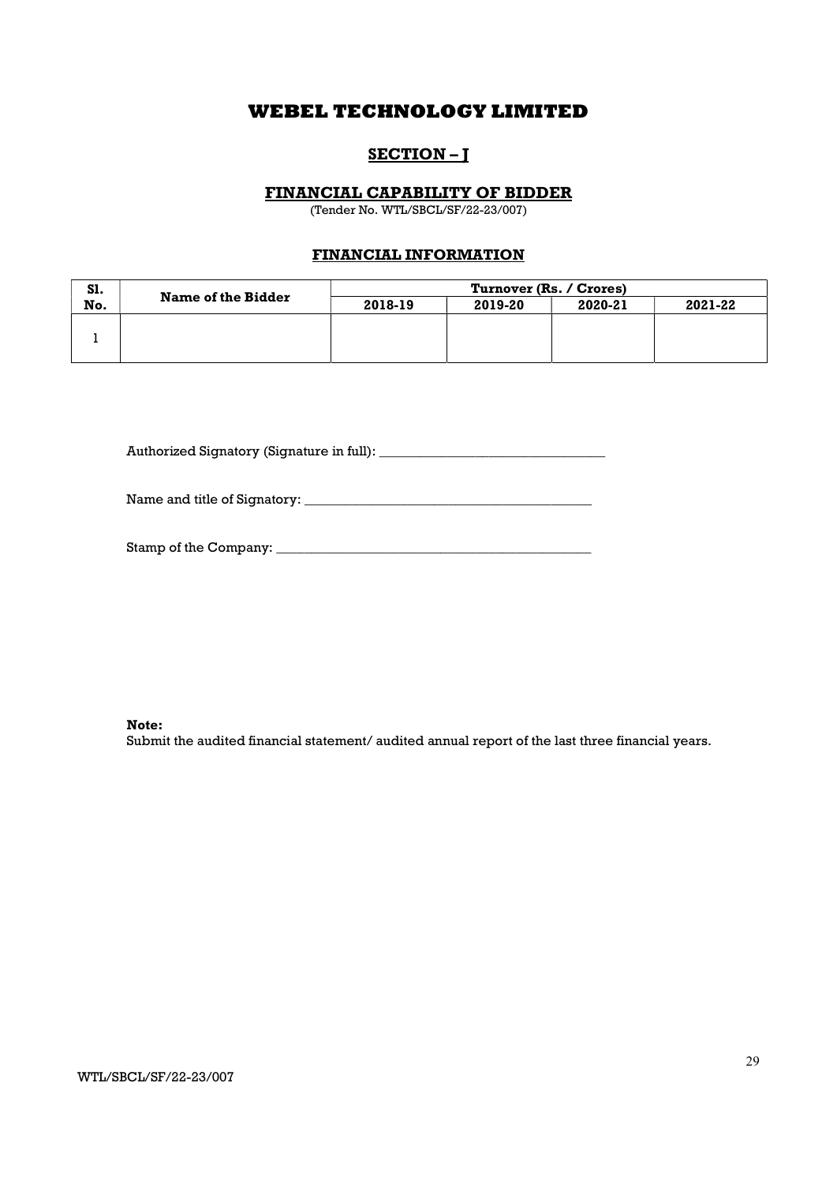# WEBEL TECHNOLOGY LIMITED

## SECTION – I

### FINANCIAL CAPABILITY OF BIDDER

(Tender No. WTL/SBCL/SF/22-23/007)

### FINANCIAL INFORMATION

| Sl. No. | Name of the Bidder | Turnover (Rs. / Crores) | | | |
|---|---|---|---|---|---|
| | | 2018-19 | 2019-20 | 2020-21 | 2021-22 |
| 1 | | | | | |

Authorized Signatory (Signature in full): _________________________________

Name and title of Signatory: __________________________________________

Stamp of the Company: _____________________________________________

**Note:**
Submit the audited financial statement/ audited annual report of the last three financial years.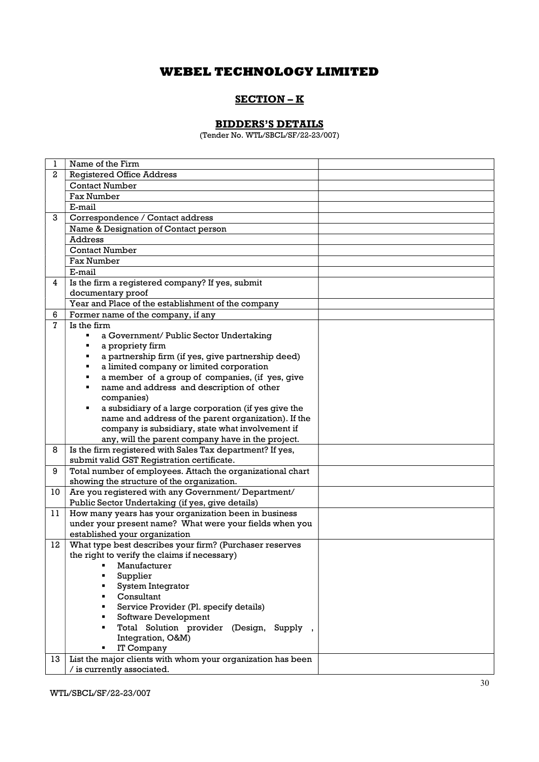# WEBEL TECHNOLOGY LIMITED

## SECTION – K

### BIDDERS'S DETAILS

(Tender No. WTL/SBCL/SF/22-23/007)

| | | |
|---|---|---|
| 1 | Name of the Firm | |
| 2 | Registered Office Address | |
| | Contact Number | |
| | Fax Number | |
| | E-mail | |
| 3 | Correspondence / Contact address | |
| | Name & Designation of Contact person | |
| | Address | |
| | Contact Number | |
| | Fax Number | |
| | E-mail | |
| 4 | Is the firm a registered company? If yes, submit documentary proof | |
| | Year and Place of the establishment of the company | |
| 6 | Former name of the company, if any | |
| 7 | Is the firm<br>▪ a Government/ Public Sector Undertaking<br>▪ a propriety firm<br>▪ a partnership firm (if yes, give partnership deed)<br>▪ a limited company or limited corporation<br>▪ a member of a group of companies, (if yes, give<br>▪ name and address and description of other companies)<br>▪ a subsidiary of a large corporation (if yes give the name and address of the parent organization). If the company is subsidiary, state what involvement if any, will the parent company have in the project. | |
| 8 | Is the firm registered with Sales Tax department? If yes, submit valid GST Registration certificate. | |
| 9 | Total number of employees. Attach the organizational chart showing the structure of the organization. | |
| 10 | Are you registered with any Government/ Department/ Public Sector Undertaking (if yes, give details) | |
| 11 | How many years has your organization been in business under your present name? What were your fields when you established your organization | |
| 12 | What type best describes your firm? (Purchaser reserves the right to verify the claims if necessary)<br>▪ Manufacturer<br>▪ Supplier<br>▪ System Integrator<br>▪ Consultant<br>▪ Service Provider (Pl. specify details)<br>▪ Software Development<br>▪ Total Solution provider (Design, Supply , Integration, O&M)<br>▪ IT Company | |
| 13 | List the major clients with whom your organization has been / is currently associated. | |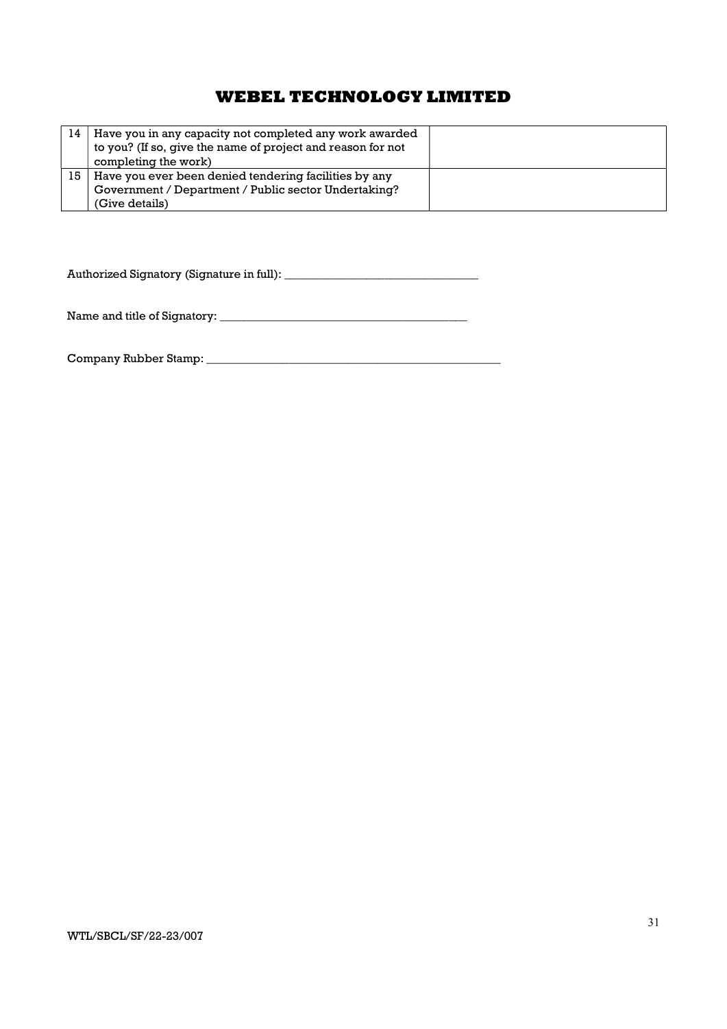# WEBEL TECHNOLOGY LIMITED

| | | |
|---|---|---|
| 14 | Have you in any capacity not completed any work awarded to you? (If so, give the name of project and reason for not completing the work) | |
| 15 | Have you ever been denied tendering facilities by any Government / Department / Public sector Undertaking? (Give details) | |

Authorized Signatory (Signature in full): _________________________________

Name and title of Signatory: ______________________________________________

Company Rubber Stamp: ____________________________________________________

WTL/SBCL/SF/22-23/007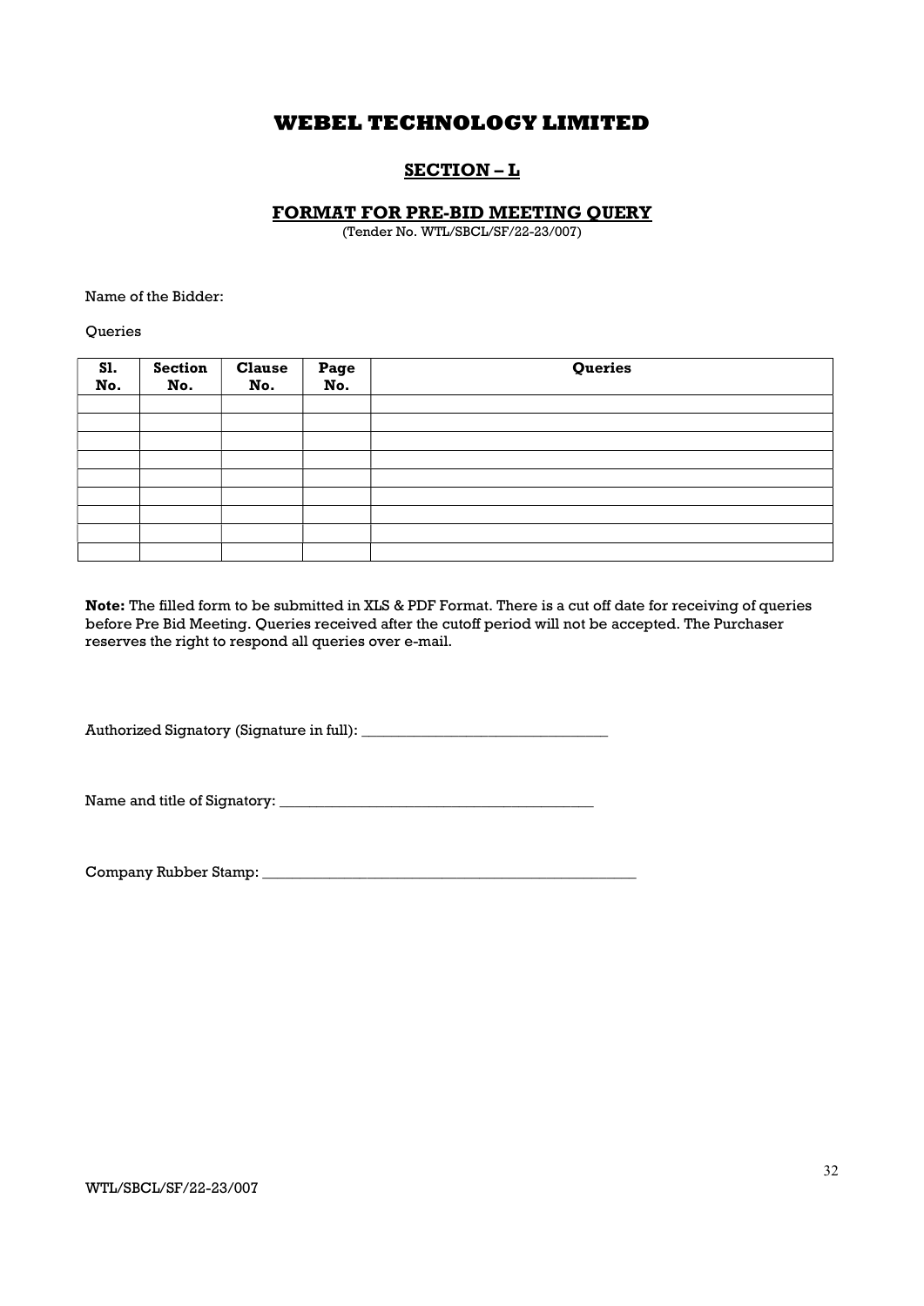# WEBEL TECHNOLOGY LIMITED

## SECTION – L

### FORMAT FOR PRE-BID MEETING QUERY

(Tender No. WTL/SBCL/SF/22-23/007)

Name of the Bidder:

Queries

| Sl. No. | Section No. | Clause No. | Page No. | Queries |
|---|---|---|---|---|
| | | | | |
| | | | | |
| | | | | |
| | | | | |
| | | | | |
| | | | | |
| | | | | |
| | | | | |
| | | | | |

**Note:** The filled form to be submitted in XLS & PDF Format. There is a cut off date for receiving of queries before Pre Bid Meeting. Queries received after the cutoff period will not be accepted. The Purchaser reserves the right to respond all queries over e-mail.

Authorized Signatory (Signature in full): _________________________________

Name and title of Signatory: __________________________________________

Company Rubber Stamp: ____________________________________________________

WTL/SBCL/SF/22-23/007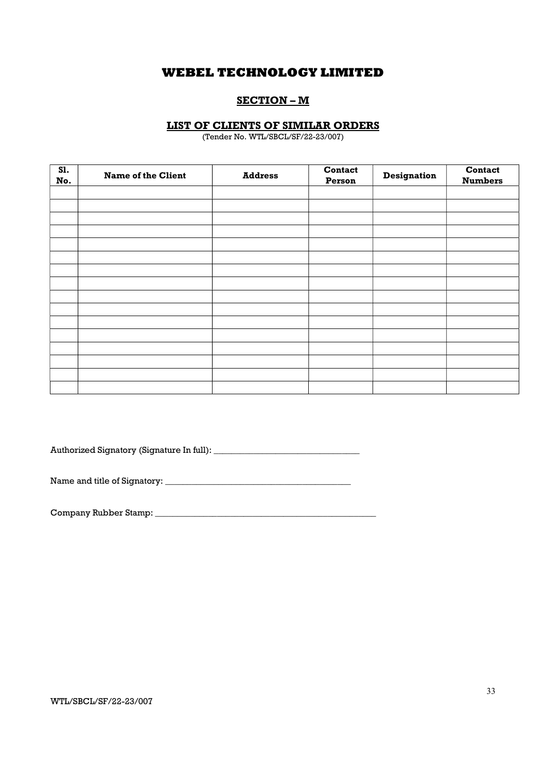# WEBEL TECHNOLOGY LIMITED

## SECTION – M

### LIST OF CLIENTS OF SIMILAR ORDERS

(Tender No. WTL/SBCL/SF/22-23/007)

| Sl. No. | Name of the Client | Address | Contact Person | Designation | Contact Numbers |
|---|---|---|---|---|---|
| | | | | | |
| | | | | | |
| | | | | | |
| | | | | | |
| | | | | | |
| | | | | | |
| | | | | | |
| | | | | | |
| | | | | | |
| | | | | | |
| | | | | | |
| | | | | | |
| | | | | | |
| | | | | | |
| | | | | | |
| | | | | | |

Authorized Signatory (Signature In full): _________________________________

Name and title of Signatory: ______________________________________________

Company Rubber Stamp: __________________________________________________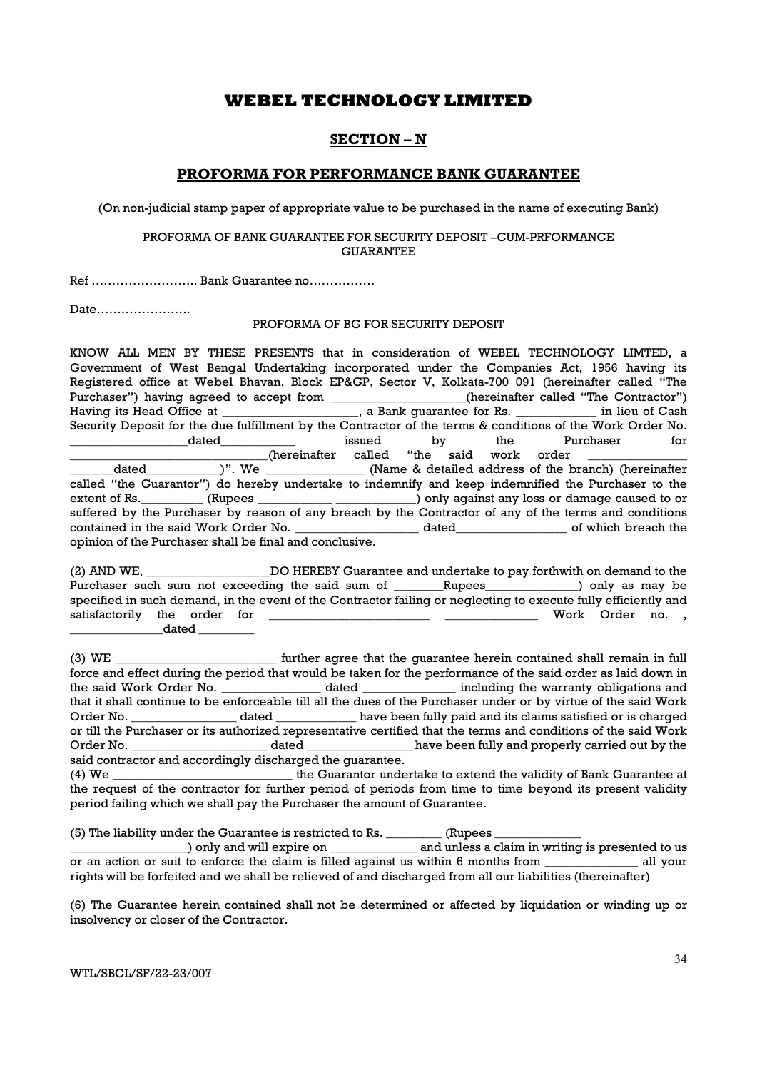# WEBEL TECHNOLOGY LIMITED

## SECTION – N

## PROFORMA FOR PERFORMANCE BANK GUARANTEE

(On non-judicial stamp paper of appropriate value to be purchased in the name of executing Bank)

PROFORMA OF BANK GUARANTEE FOR SECURITY DEPOSIT –CUM-PRFORMANCE GUARANTEE

Ref …………………….. Bank Guarantee no…………….

Date…………………..

PROFORMA OF BG FOR SECURITY DEPOSIT

KNOW ALL MEN BY THESE PRESENTS that in consideration of WEBEL TECHNOLOGY LIMTED, a Government of West Bengal Undertaking incorporated under the Companies Act, 1956 having its Registered office at Webel Bhavan, Block EP&GP, Sector V, Kolkata-700 091 (hereinafter called "The Purchaser") having agreed to accept from ____________________(hereinafter called "The Contractor") Having its Head Office at ____________________, a Bank guarantee for Rs. ____________ in lieu of Cash Security Deposit for the due fulfillment by the Contractor of the terms & conditions of the Work Order No. _________________dated___________ issued by the Purchaser for _____________________________(hereinafter called "the said work order _______________ _______dated___________)". We _______________ (Name & detailed address of the branch) (hereinafter called "the Guarantor") do hereby undertake to indemnify and keep indemnified the Purchaser to the extent of Rs._________ (Rupees ___________ ____________) only against any loss or damage caused to or suffered by the Purchaser by reason of any breach by the Contractor of any of the terms and conditions contained in the said Work Order No. __________________ dated_________________ of which breach the opinion of the Purchaser shall be final and conclusive.

(2) AND WE, ___________________DO HEREBY Guarantee and undertake to pay forthwith on demand to the Purchaser such sum not exceeding the said sum of ________Rupees______________) only as may be specified in such demand, in the event of the Contractor failing or neglecting to execute fully efficiently and satisfactorily the order for ________________________ ______________ Work Order no. , ______________dated ________

(3) WE ________________________ further agree that the guarantee herein contained shall remain in full force and effect during the period that would be taken for the performance of the said order as laid down in the said Work Order No. _______________ dated ______________ including the warranty obligations and that it shall continue to be enforceable till all the dues of the Purchaser under or by virtue of the said Work Order No. ________________ dated ____________ have been fully paid and its claims satisfied or is charged or till the Purchaser or its authorized representative certified that the terms and conditions of the said Work Order No. _____________________ dated _______________ have been fully and properly carried out by the said contractor and accordingly discharged the guarantee.

(4) We ____________________________ the Guarantor undertake to extend the validity of Bank Guarantee at the request of the contractor for further period of periods from time to time beyond its present validity period failing which we shall pay the Purchaser the amount of Guarantee.

(5) The liability under the Guarantee is restricted to Rs. ________ (Rupees _____________ __________________) only and will expire on _____________ and unless a claim in writing is presented to us or an action or suit to enforce the claim is filled against us within 6 months from ______________ all your rights will be forfeited and we shall be relieved of and discharged from all our liabilities (thereinafter)

(6) The Guarantee herein contained shall not be determined or affected by liquidation or winding up or insolvency or closer of the Contractor.

WTL/SBCL/SF/22-23/007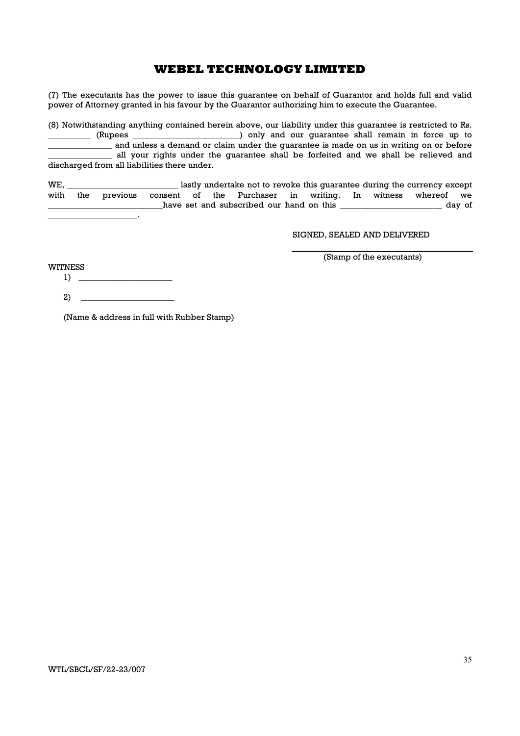(7) The executants has the power to issue this guarantee on behalf of Guarantor and holds full and valid power of Attorney granted in his favour by the Guarantor authorizing him to execute the Guarantee.

(8) Notwithstanding anything contained herein above, our liability under this guarantee is restricted to Rs. __________ (Rupees ________________________) only and our guarantee shall remain in force up to ______________ and unless a demand or claim under the guarantee is made on us in writing on or before ______________ all your rights under the guarantee shall be forfeited and we shall be relieved and discharged from all liabilities there under.

WE, ________________________ lastly undertake not to revoke this guarantee during the currency except with the previous consent of the Purchaser in writing. In witness whereof we __________________________have set and subscribed our hand on this _______________________ day of _____________________.

SIGNED, SEALED AND DELIVERED

_______________________________

(Stamp of the executants)

WITNESS

1) _____________________

2) _____________________

(Name & address in full with Rubber Stamp)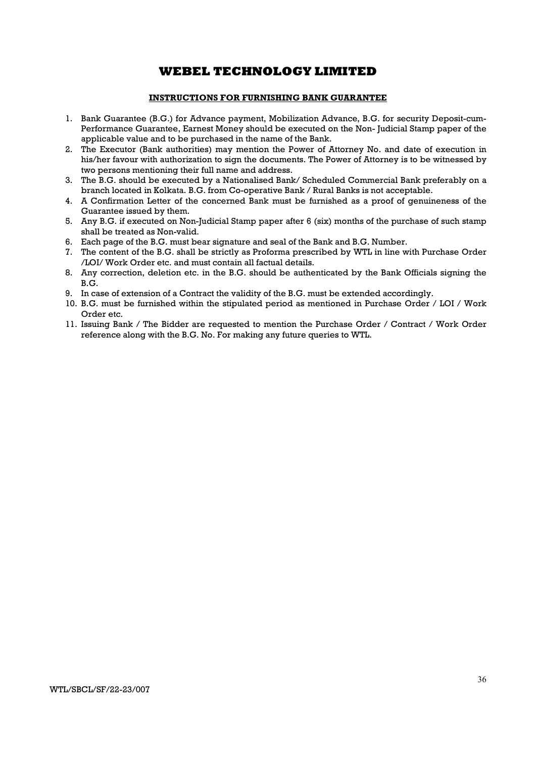# WEBEL TECHNOLOGY LIMITED

## INSTRUCTIONS FOR FURNISHING BANK GUARANTEE

1. Bank Guarantee (B.G.) for Advance payment, Mobilization Advance, B.G. for security Deposit-cum-Performance Guarantee, Earnest Money should be executed on the Non- Judicial Stamp paper of the applicable value and to be purchased in the name of the Bank.
2. The Executor (Bank authorities) may mention the Power of Attorney No. and date of execution in his/her favour with authorization to sign the documents. The Power of Attorney is to be witnessed by two persons mentioning their full name and address.
3. The B.G. should be executed by a Nationalised Bank/ Scheduled Commercial Bank preferably on a branch located in Kolkata. B.G. from Co-operative Bank / Rural Banks is not acceptable.
4. A Confirmation Letter of the concerned Bank must be furnished as a proof of genuineness of the Guarantee issued by them.
5. Any B.G. if executed on Non-Judicial Stamp paper after 6 (six) months of the purchase of such stamp shall be treated as Non-valid.
6. Each page of the B.G. must bear signature and seal of the Bank and B.G. Number.
7. The content of the B.G. shall be strictly as Proforma prescribed by WTL in line with Purchase Order /LOI/ Work Order etc. and must contain all factual details.
8. Any correction, deletion etc. in the B.G. should be authenticated by the Bank Officials signing the B.G.
9. In case of extension of a Contract the validity of the B.G. must be extended accordingly.
10. B.G. must be furnished within the stipulated period as mentioned in Purchase Order / LOI / Work Order etc.
11. Issuing Bank / The Bidder are requested to mention the Purchase Order / Contract / Work Order reference along with the B.G. No. For making any future queries to WTL.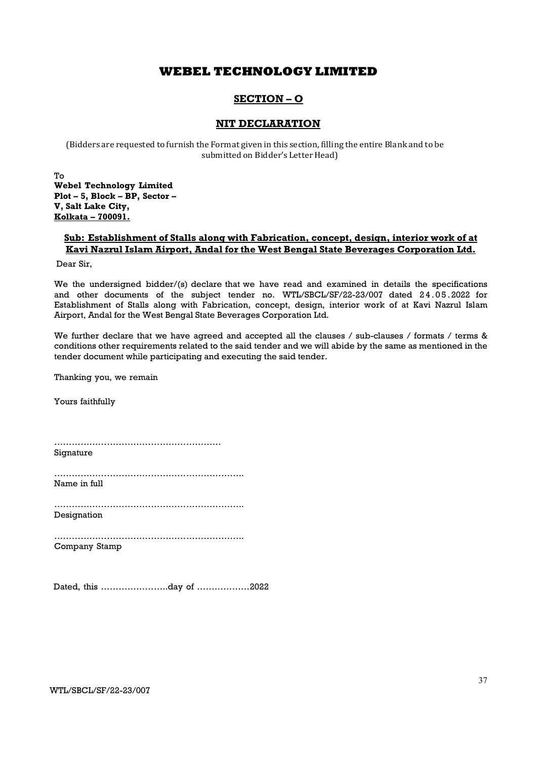# WEBEL TECHNOLOGY LIMITED

## SECTION – O

## NIT DECLARATION

(Bidders are requested to furnish the Format given in this section, filling the entire Blank and to be submitted on Bidder's Letter Head)

To
**Webel Technology Limited**
**Plot – 5, Block – BP, Sector – V, Salt Lake City,**
**Kolkata – 700091.**

**Sub: Establishment of Stalls along with Fabrication, concept, design, interior work of at Kavi Nazrul Islam Airport, Andal for the West Bengal State Beverages Corporation Ltd.**

Dear Sir,

We the undersigned bidder/(s) declare that we have read and examined in details the specifications and other documents of the subject tender no. WTL/SBCL/SF/22-23/007 dated 24.05.2022 for Establishment of Stalls along with Fabrication, concept, design, interior work of at Kavi Nazrul Islam Airport, Andal for the West Bengal State Beverages Corporation Ltd.

We further declare that we have agreed and accepted all the clauses / sub-clauses / formats / terms & conditions other requirements related to the said tender and we will abide by the same as mentioned in the tender document while participating and executing the said tender.

Thanking you, we remain

Yours faithfully

…………………………………………………
Signature

………………………………………………………..
Name in full

………………………………………………………..
Designation

………………………………………………………..
Company Stamp

Dated, this …………………..day of ………………2022

WTL/SBCL/SF/22-23/007